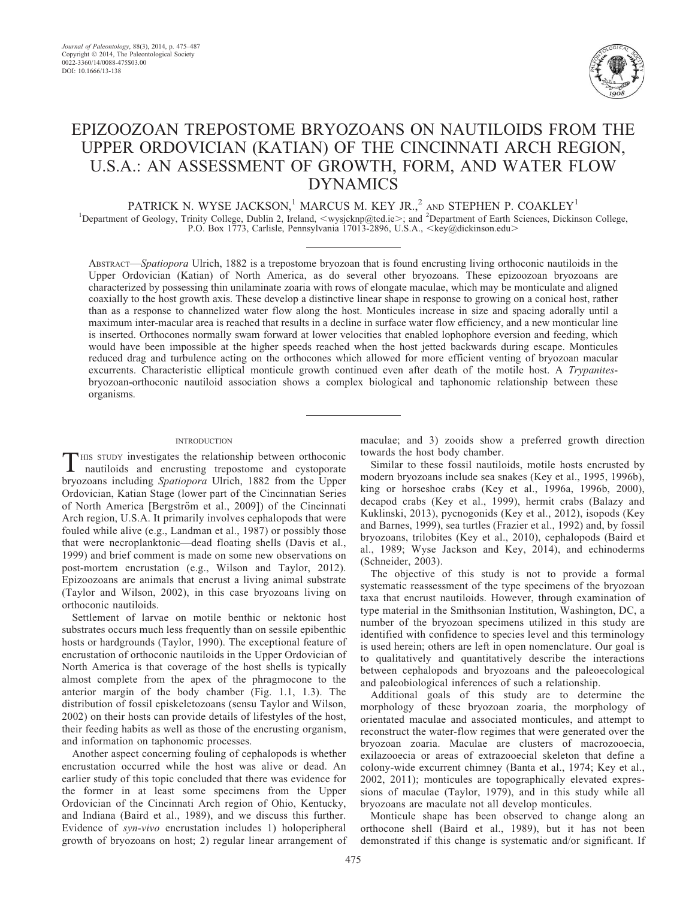# EPIZOOZOAN TREPOSTOME BRYOZOANS ON NAUTILOIDS FROM THE UPPER ORDOVICIAN (KATIAN) OF THE CINCINNATI ARCH REGION, U.S.A.: AN ASSESSMENT OF GROWTH, FORM, AND WATER FLOW DYNAMICS

PATRICK N. WYSE JACKSON,[1] MARCUS M. KEY JR.,[2] AND STEPHEN P. COAKLEY[1]

[1]Department of Geology, Trinity College, Dublin 2, Ireland, <wysjcknp@tcd.ie>; and [2]Department of Earth Sciences, Dickinson College, P.O. Box 1773, Carlisle, Pennsylvania 17013-2896, U.S.A., <key@dickinson.edu>

ABSTRACT—*Spatiopora* Ulrich, 1882 is a trepostome bryozoan that is found encrusting living orthoconic nautiloids in the Upper Ordovician (Katian) of North America, as do several other bryozoans. These epizoozoan bryozoans are characterized by possessing thin unilaminate zoaria with rows of elongate maculae, which may be monticulate and aligned coaxially to the host growth axis. These develop a distinctive linear shape in response to growing on a conical host, rather than as a response to channelized water flow along the host. Monticules increase in size and spacing adorally until a maximum inter-macular area is reached that results in a decline in surface water flow efficiency, and a new monticular line is inserted. Orthocones normally swam forward at lower velocities that enabled lophophore eversion and feeding, which would have been impossible at the higher speeds reached when the host jetted backwards during escape. Monticules reduced drag and turbulence acting on the orthocones which allowed for more efficient venting of bryozoan macular excurrents. Characteristic elliptical monticule growth continued even after death of the motile host. A *Trypanites*-bryozoan-orthoconic nautiloid association shows a complex biological and taphonomic relationship between these organisms.

## INTRODUCTION

THIS STUDY investigates the relationship between orthoconic nautiloids and encrusting trepostome and cystoporate bryozoans including *Spatiopora* Ulrich, 1882 from the Upper Ordovician, Katian Stage (lower part of the Cincinnatian Series of North America [Bergström et al., 2009]) of the Cincinnati Arch region, U.S.A. It primarily involves cephalopods that were fouled while alive (e.g., Landman et al., 1987) or possibly those that were necroplanktonic—dead floating shells (Davis et al., 1999) and brief comment is made on some new observations on post-mortem encrustation (e.g., Wilson and Taylor, 2012). Epizoozoans are animals that encrust a living animal substrate (Taylor and Wilson, 2002), in this case bryozoans living on orthoconic nautiloids.

Settlement of larvae on motile benthic or nektonic host substrates occurs much less frequently than on sessile epibenthic hosts or hardgrounds (Taylor, 1990). The exceptional feature of encrustation of orthoconic nautiloids in the Upper Ordovician of North America is that coverage of the host shells is typically almost complete from the apex of the phragmocone to the anterior margin of the body chamber (Fig. 1.1, 1.3). The distribution of fossil episkeletozoans (sensu Taylor and Wilson, 2002) on their hosts can provide details of lifestyles of the host, their feeding habits as well as those of the encrusting organism, and information on taphonomic processes.

Another aspect concerning fouling of cephalopods is whether encrustation occurred while the host was alive or dead. An earlier study of this topic concluded that there was evidence for the former in at least some specimens from the Upper Ordovician of the Cincinnati Arch region of Ohio, Kentucky, and Indiana (Baird et al., 1989), and we discuss this further. Evidence of *syn-vivo* encrustation includes 1) holoperipheral growth of bryozoans on host; 2) regular linear arrangement of maculae; and 3) zooids show a preferred growth direction towards the host body chamber.

Similar to these fossil nautiloids, motile hosts encrusted by modern bryozoans include sea snakes (Key et al., 1995, 1996b), king or horseshoe crabs (Key et al., 1996a, 1996b, 2000), decapod crabs (Key et al., 1999), hermit crabs (Balazy and Kuklinski, 2013), pycnogonids (Key et al., 2012), isopods (Key and Barnes, 1999), sea turtles (Frazier et al., 1992) and, by fossil bryozoans, trilobites (Key et al., 2010), cephalopods (Baird et al., 1989; Wyse Jackson and Key, 2014), and echinoderms (Schneider, 2003).

The objective of this study is not to provide a formal systematic reassessment of the type specimens of the bryozoan taxa that encrust nautiloids. However, through examination of type material in the Smithsonian Institution, Washington, DC, a number of the bryozoan specimens utilized in this study are identified with confidence to species level and this terminology is used herein; others are left in open nomenclature. Our goal is to qualitatively and quantitatively describe the interactions between cephalopods and bryozoans and the paleoecological and paleobiological inferences of such a relationship.

Additional goals of this study are to determine the morphology of these bryozoan zoaria, the morphology of orientated maculae and associated monticules, and attempt to reconstruct the water-flow regimes that were generated over the bryozoan zoaria. Maculae are clusters of macrozooecia, exilazooecia or areas of extrazooecial skeleton that define a colony-wide excurrent chimney (Banta et al., 1974; Key et al., 2002, 2011); monticules are topographically elevated expressions of maculae (Taylor, 1979), and in this study while all bryozoans are maculate not all develop monticules.

Monticule shape has been observed to change along an orthocone shell (Baird et al., 1989), but it has not been demonstrated if this change is systematic and/or significant. If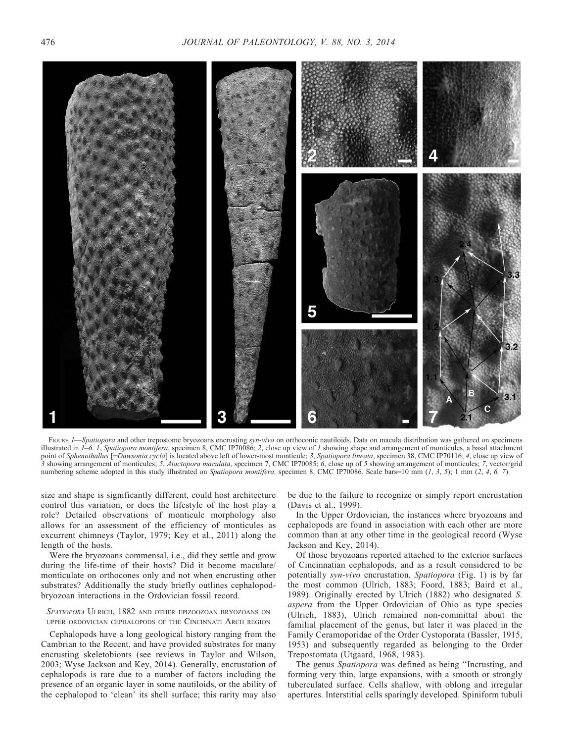FIGURE 1—*Spatiopora* and other trepostome bryozoans encrusting *syn-vivo* on orthoconic nautiloids. Data on macula distribution was gathered on specimens illustrated in *1–6*. *1*, *Spatiopora montifera*, specimen 8, CMC IP70086; *2*, close up view of *1* showing shape and arrangement of monticules, a basal attachment point of *Sphenothallus* [=*Dawsonia cycla*] is located above left of lower-most monticule; *3*, *Spatiopora lineata*, specimen 38, CMC IP70116; *4*, close up view of *3* showing arrangement of monticules; *5*, *Atactopora maculata*, specimen 7, CMC IP70085; *6*, close up of *5* showing arrangement of monticules; *7*, vector/grid numbering scheme adopted in this study illustrated on *Spatiopora montifera*, specimen 8, CMC IP70086. Scale bars=10 mm (*1*, *3*, *5*); 1 mm (*2*, *4*, *6, 7*).

size and shape is significantly different, could host architecture control this variation, or does the lifestyle of the host play a role? Detailed observations of monticule morphology also allows for an assessment of the efficiency of monticules as excurrent chimneys (Taylor, 1979; Key et al., 2011) along the length of the hosts.

Were the bryozoans commensal, i.e., did they settle and grow during the life-time of their hosts? Did it become maculate/monticulate on orthocones only and not when encrusting other substrates? Additionally the study briefly outlines cephalopod-bryozoan interactions in the Ordovician fossil record.

## *SPATIOPORA* ULRICH, 1882 AND OTHER EPIZOOZOAN BRYOZOANS ON UPPER ORDOVICIAN CEPHALOPODS OF THE CINCINNATI ARCH REGION

Cephalopods have a long geological history ranging from the Cambrian to the Recent, and have provided substrates for many encrusting skeletobionts (see reviews in Taylor and Wilson, 2003; Wyse Jackson and Key, 2014). Generally, encrustation of cephalopods is rare due to a number of factors including the presence of an organic layer in some nautiloids, or the ability of the cephalopod to 'clean' its shell surface; this rarity may also be due to the failure to recognize or simply report encrustation (Davis et al., 1999).

In the Upper Ordovician, the instances where bryozoans and cephalopods are found in association with each other are more common than at any other time in the geological record (Wyse Jackson and Key, 2014).

Of those bryozoans reported attached to the exterior surfaces of Cincinnatian cephalopods, and as a result considered to be potentially *syn-vivo* encrustation, *Spatiopora* (Fig. 1) is by far the most common (Ulrich, 1883; Foord, 1883; Baird et al., 1989). Originally erected by Ulrich (1882) who designated *S. aspera* from the Upper Ordovician of Ohio as type species (Ulrich, 1883), Ulrich remained non-committal about the familial placement of the genus, but later it was placed in the Family Ceramoporidae of the Order Cystoporata (Bassler, 1915, 1953) and subsequently regarded as belonging to the Order Trepostomata (Utgaard, 1968, 1983).

The genus *Spatiopora* was defined as being "Incrusting, and forming very thin, large expansions, with a smooth or strongly tuberculated surface. Cells shallow, with oblong and irregular apertures. Interstitial cells sparingly developed. Spiniform tubuli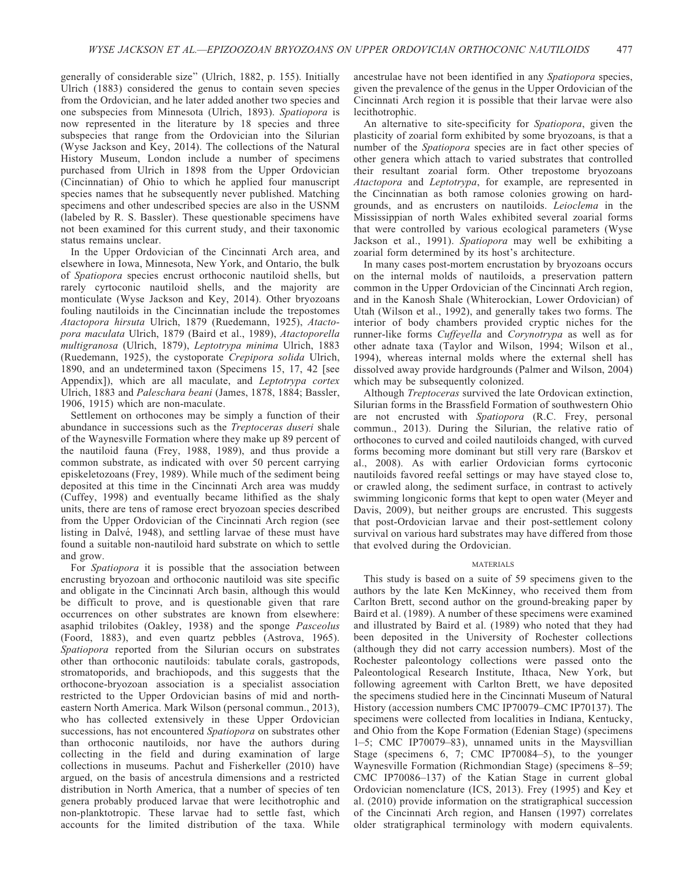generally of considerable size" (Ulrich, 1882, p. 155). Initially Ulrich (1883) considered the genus to contain seven species from the Ordovician, and he later added another two species and one subspecies from Minnesota (Ulrich, 1893). *Spatiopora* is now represented in the literature by 18 species and three subspecies that range from the Ordovician into the Silurian (Wyse Jackson and Key, 2014). The collections of the Natural History Museum, London include a number of specimens purchased from Ulrich in 1898 from the Upper Ordovician (Cincinnatian) of Ohio to which he applied four manuscript species names that he subsequently never published. Matching specimens and other undescribed species are also in the USNM (labeled by R. S. Bassler). These questionable specimens have not been examined for this current study, and their taxonomic status remains unclear.

In the Upper Ordovician of the Cincinnati Arch area, and elsewhere in Iowa, Minnesota, New York, and Ontario, the bulk of *Spatiopora* species encrust orthoconic nautiloid shells, but rarely cyrtoconic nautiloid shells, and the majority are monticulate (Wyse Jackson and Key, 2014). Other bryozoans fouling nautiloids in the Cincinnatian include the trepostomes *Atactopora hirsuta* Ulrich, 1879 (Ruedemann, 1925), *Atactopora maculata* Ulrich, 1879 (Baird et al., 1989), *Atactoporella multigranosa* (Ulrich, 1879), *Leptotrypa minima* Ulrich, 1883 (Ruedemann, 1925), the cystoporate *Crepipora solida* Ulrich, 1890, and an undetermined taxon (Specimens 15, 17, 42 [see Appendix]), which are all maculate, and *Leptotrypa cortex* Ulrich, 1883 and *Paleschara beani* (James, 1878, 1884; Bassler, 1906, 1915) which are non-maculate.

Settlement on orthocones may be simply a function of their abundance in successions such as the *Treptoceras duseri* shale of the Waynesville Formation where they make up 89 percent of the nautiloid fauna (Frey, 1988, 1989), and thus provide a common substrate, as indicated with over 50 percent carrying episkeletozoans (Frey, 1989). While much of the sediment being deposited at this time in the Cincinnati Arch area was muddy (Cuffey, 1998) and eventually became lithified as the shaly units, there are tens of ramose erect bryozoan species described from the Upper Ordovician of the Cincinnati Arch region (see listing in Dalvé, 1948), and settling larvae of these must have found a suitable non-nautiloid hard substrate on which to settle and grow.

For *Spatiopora* it is possible that the association between encrusting bryozoan and orthoconic nautiloid was site specific and obligate in the Cincinnati Arch basin, although this would be difficult to prove, and is questionable given that rare occurrences on other substrates are known from elsewhere: asaphid trilobites (Oakley, 1938) and the sponge *Pasceolus* (Foord, 1883), and even quartz pebbles (Astrova, 1965). *Spatiopora* reported from the Silurian occurs on substrates other than orthoconic nautiloids: tabulate corals, gastropods, stromatoporids, and brachiopods, and this suggests that the orthocone-bryozoan association is a specialist association restricted to the Upper Ordovician basins of mid and north-eastern North America. Mark Wilson (personal commun., 2013), who has collected extensively in these Upper Ordovician successions, has not encountered *Spatiopora* on substrates other than orthoconic nautiloids, nor have the authors during collecting in the field and during examination of large collections in museums. Pachut and Fisherkeller (2010) have argued, on the basis of ancestrula dimensions and a restricted distribution in North America, that a number of species of ten genera probably produced larvae that were lecithotrophic and non-planktotropic. These larvae had to settle fast, which accounts for the limited distribution of the taxa. While ancestrulae have not been identified in any *Spatiopora* species, given the prevalence of the genus in the Upper Ordovician of the Cincinnati Arch region it is possible that their larvae were also lecithotrophic.

An alternative to site-specificity for *Spatiopora*, given the plasticity of zoarial form exhibited by some bryozoans, is that a number of the *Spatiopora* species are in fact other species of other genera which attach to varied substrates that controlled their resultant zoarial form. Other trepostome bryozoans *Atactopora* and *Leptotrypa*, for example, are represented in the Cincinnatian as both ramose colonies growing on hardgrounds, and as encrusters on nautiloids. *Leioclema* in the Mississippian of north Wales exhibited several zoarial forms that were controlled by various ecological parameters (Wyse Jackson et al., 1991). *Spatiopora* may well be exhibiting a zoarial form determined by its host's architecture.

In many cases post-mortem encrustation by bryozoans occurs on the internal molds of nautiloids, a preservation pattern common in the Upper Ordovician of the Cincinnati Arch region, and in the Kanosh Shale (Whiterockian, Lower Ordovician) of Utah (Wilson et al., 1992), and generally takes two forms. The interior of body chambers provided cryptic niches for the runner-like forms *Cuffeyella* and *Corynotrypa* as well as for other adnate taxa (Taylor and Wilson, 1994; Wilson et al., 1994), whereas internal molds where the external shell has dissolved away provide hardgrounds (Palmer and Wilson, 2004) which may be subsequently colonized.

Although *Treptoceras* survived the late Ordovican extinction, Silurian forms in the Brassfield Formation of southwestern Ohio are not encrusted with *Spatiopora* (R.C. Frey, personal commun., 2013). During the Silurian, the relative ratio of orthocones to curved and coiled nautiloids changed, with curved forms becoming more dominant but still very rare (Barskov et al., 2008). As with earlier Ordovician forms cyrtoconic nautiloids favored reefal settings or may have stayed close to, or crawled along, the sediment surface, in contrast to actively swimming longiconic forms that kept to open water (Meyer and Davis, 2009), but neither groups are encrusted. This suggests that post-Ordovician larvae and their post-settlement colony survival on various hard substrates may have differed from those that evolved during the Ordovician.

## MATERIALS

This study is based on a suite of 59 specimens given to the authors by the late Ken McKinney, who received them from Carlton Brett, second author on the ground-breaking paper by Baird et al. (1989). A number of these specimens were examined and illustrated by Baird et al. (1989) who noted that they had been deposited in the University of Rochester collections (although they did not carry accession numbers). Most of the Rochester paleontology collections were passed onto the Paleontological Research Institute, Ithaca, New York, but following agreement with Carlton Brett, we have deposited the specimens studied here in the Cincinnati Museum of Natural History (accession numbers CMC IP70079–CMC IP70137). The specimens were collected from localities in Indiana, Kentucky, and Ohio from the Kope Formation (Edenian Stage) (specimens 1–5; CMC IP70079–83), unnamed units in the Maysvillian Stage (specimens 6, 7; CMC IP70084–5), to the younger Waynesville Formation (Richmondian Stage) (specimens 8–59; CMC IP70086–137) of the Katian Stage in current global Ordovician nomenclature (ICS, 2013). Frey (1995) and Key et al. (2010) provide information on the stratigraphical succession of the Cincinnati Arch region, and Hansen (1997) correlates older stratigraphical terminology with modern equivalents.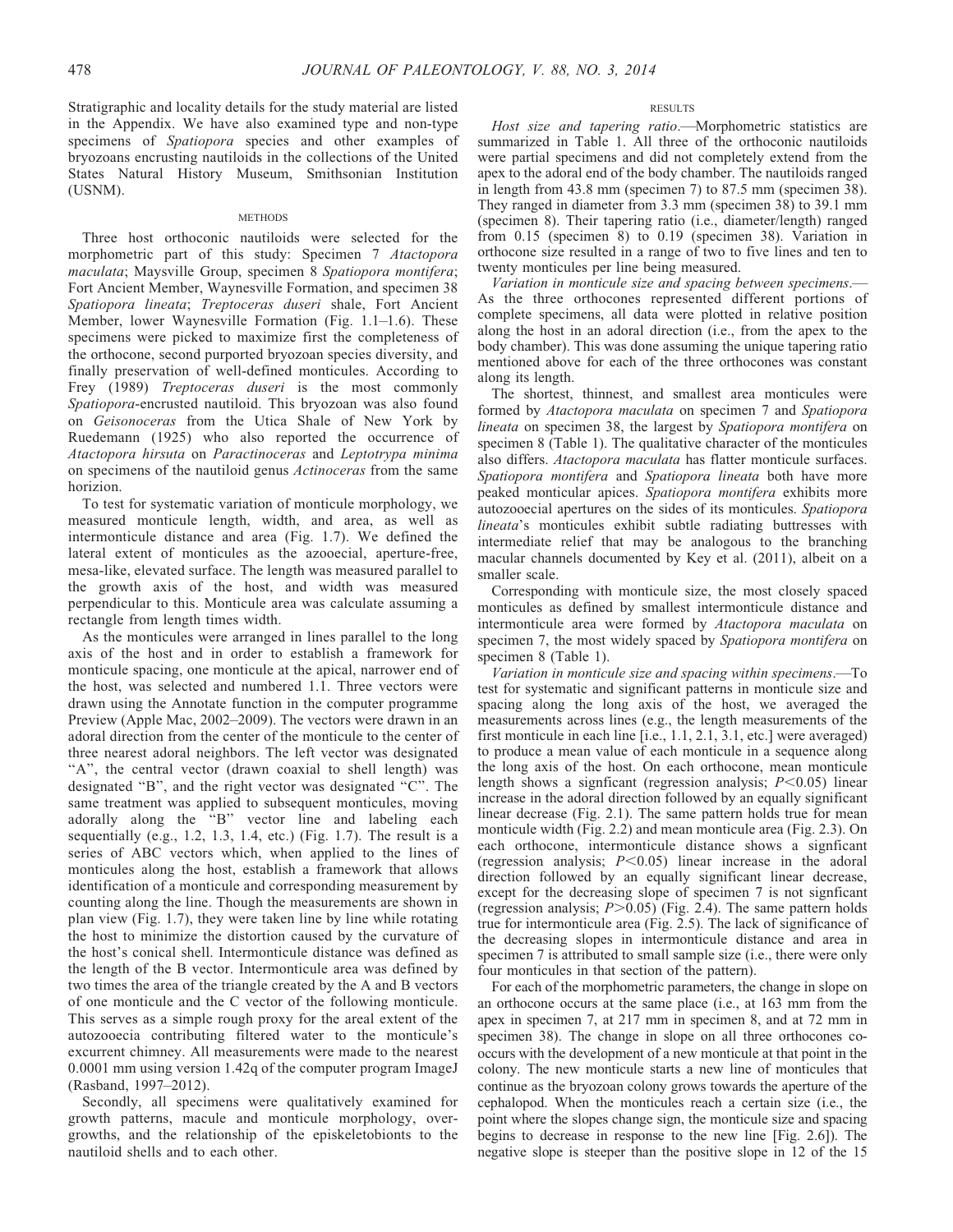Stratigraphic and locality details for the study material are listed in the Appendix. We have also examined type and non-type specimens of *Spatiopora* species and other examples of bryozoans encrusting nautiloids in the collections of the United States Natural History Museum, Smithsonian Institution (USNM).

## METHODS

Three host orthoconic nautiloids were selected for the morphometric part of this study: Specimen 7 *Atactopora maculata*; Maysville Group, specimen 8 *Spatiopora montifera*; Fort Ancient Member, Waynesville Formation, and specimen 38 *Spatiopora lineata*; *Treptoceras duseri* shale, Fort Ancient Member, lower Waynesville Formation (Fig. 1.1–1.6). These specimens were picked to maximize first the completeness of the orthocone, second purported bryozoan species diversity, and finally preservation of well-defined monticules. According to Frey (1989) *Treptoceras duseri* is the most commonly *Spatiopora*-encrusted nautiloid. This bryozoan was also found on *Geisonoceras* from the Utica Shale of New York by Ruedemann (1925) who also reported the occurrence of *Atactopora hirsuta* on *Paractinoceras* and *Leptotrypa minima* on specimens of the nautiloid genus *Actinoceras* from the same horizion.

To test for systematic variation of monticule morphology, we measured monticule length, width, and area, as well as intermonticule distance and area (Fig. 1.7). We defined the lateral extent of monticules as the azooecial, aperture-free, mesa-like, elevated surface. The length was measured parallel to the growth axis of the host, and width was measured perpendicular to this. Monticule area was calculate assuming a rectangle from length times width.

As the monticules were arranged in lines parallel to the long axis of the host and in order to establish a framework for monticule spacing, one monticule at the apical, narrower end of the host, was selected and numbered 1.1. Three vectors were drawn using the Annotate function in the computer programme Preview (Apple Mac, 2002–2009). The vectors were drawn in an adoral direction from the center of the monticule to the center of three nearest adoral neighbors. The left vector was designated "A", the central vector (drawn coaxial to shell length) was designated "B", and the right vector was designated "C". The same treatment was applied to subsequent monticules, moving adorally along the "B" vector line and labeling each sequentially (e.g., 1.2, 1.3, 1.4, etc.) (Fig. 1.7). The result is a series of ABC vectors which, when applied to the lines of monticules along the host, establish a framework that allows identification of a monticule and corresponding measurement by counting along the line. Though the measurements are shown in plan view (Fig. 1.7), they were taken line by line while rotating the host to minimize the distortion caused by the curvature of the host's conical shell. Intermonticule distance was defined as the length of the B vector. Intermonticule area was defined by two times the area of the triangle created by the A and B vectors of one monticule and the C vector of the following monticule. This serves as a simple rough proxy for the areal extent of the autozooecia contributing filtered water to the monticule's excurrent chimney. All measurements were made to the nearest 0.0001 mm using version 1.42q of the computer program ImageJ (Rasband, 1997–2012).

Secondly, all specimens were qualitatively examined for growth patterns, macule and monticule morphology, overgrowths, and the relationship of the episkeletobionts to the nautiloid shells and to each other.

## RESULTS

*Host size and tapering ratio*.—Morphometric statistics are summarized in Table 1. All three of the orthoconic nautiloids were partial specimens and did not completely extend from the apex to the adoral end of the body chamber. The nautiloids ranged in length from 43.8 mm (specimen 7) to 87.5 mm (specimen 38). They ranged in diameter from 3.3 mm (specimen 38) to 39.1 mm (specimen 8). Their tapering ratio (i.e., diameter/length) ranged from 0.15 (specimen 8) to 0.19 (specimen 38). Variation in orthocone size resulted in a range of two to five lines and ten to twenty monticules per line being measured.

*Variation in monticule size and spacing between specimens*.—As the three orthocones represented different portions of complete specimens, all data were plotted in relative position along the host in an adoral direction (i.e., from the apex to the body chamber). This was done assuming the unique tapering ratio mentioned above for each of the three orthocones was constant along its length.

The shortest, thinnest, and smallest area monticules were formed by *Atactopora maculata* on specimen 7 and *Spatiopora lineata* on specimen 38, the largest by *Spatiopora montifera* on specimen 8 (Table 1). The qualitative character of the monticules also differs. *Atactopora maculata* has flatter monticule surfaces. *Spatiopora montifera* and *Spatiopora lineata* both have more peaked monticular apices. *Spatiopora montifera* exhibits more autozooecial apertures on the sides of its monticules. *Spatiopora lineata*'s monticules exhibit subtle radiating buttresses with intermediate relief that may be analogous to the branching macular channels documented by Key et al. (2011), albeit on a smaller scale.

Corresponding with monticule size, the most closely spaced monticules as defined by smallest intermonticule distance and intermonticule area were formed by *Atactopora maculata* on specimen 7, the most widely spaced by *Spatiopora montifera* on specimen 8 (Table 1).

*Variation in monticule size and spacing within specimens*.—To test for systematic and significant patterns in monticule size and spacing along the long axis of the host, we averaged the measurements across lines (e.g., the length measurements of the first monticule in each line [i.e., 1.1, 2.1, 3.1, etc.] were averaged) to produce a mean value of each monticule in a sequence along the long axis of the host. On each orthocone, mean monticule length shows a signficant (regression analysis; $P<0.05$) linear increase in the adoral direction followed by an equally significant linear decrease (Fig. 2.1). The same pattern holds true for mean monticule width (Fig. 2.2) and mean monticule area (Fig. 2.3). On each orthocone, intermonticule distance shows a signficant (regression analysis; $P<0.05$) linear increase in the adoral direction followed by an equally significant linear decrease, except for the decreasing slope of specimen 7 is not signficant (regression analysis; $P>0.05$) (Fig. 2.4). The same pattern holds true for intermonticule area (Fig. 2.5). The lack of significance of the decreasing slopes in intermonticule distance and area in specimen 7 is attributed to small sample size (i.e., there were only four monticules in that section of the pattern).

For each of the morphometric parameters, the change in slope on an orthocone occurs at the same place (i.e., at 163 mm from the apex in specimen 7, at 217 mm in specimen 8, and at 72 mm in specimen 38). The change in slope on all three orthocones co-occurs with the development of a new monticule at that point in the colony. The new monticule starts a new line of monticules that continue as the bryozoan colony grows towards the aperture of the cephalopod. When the monticules reach a certain size (i.e., the point where the slopes change sign, the monticule size and spacing begins to decrease in response to the new line [Fig. 2.6]). The negative slope is steeper than the positive slope in 12 of the 15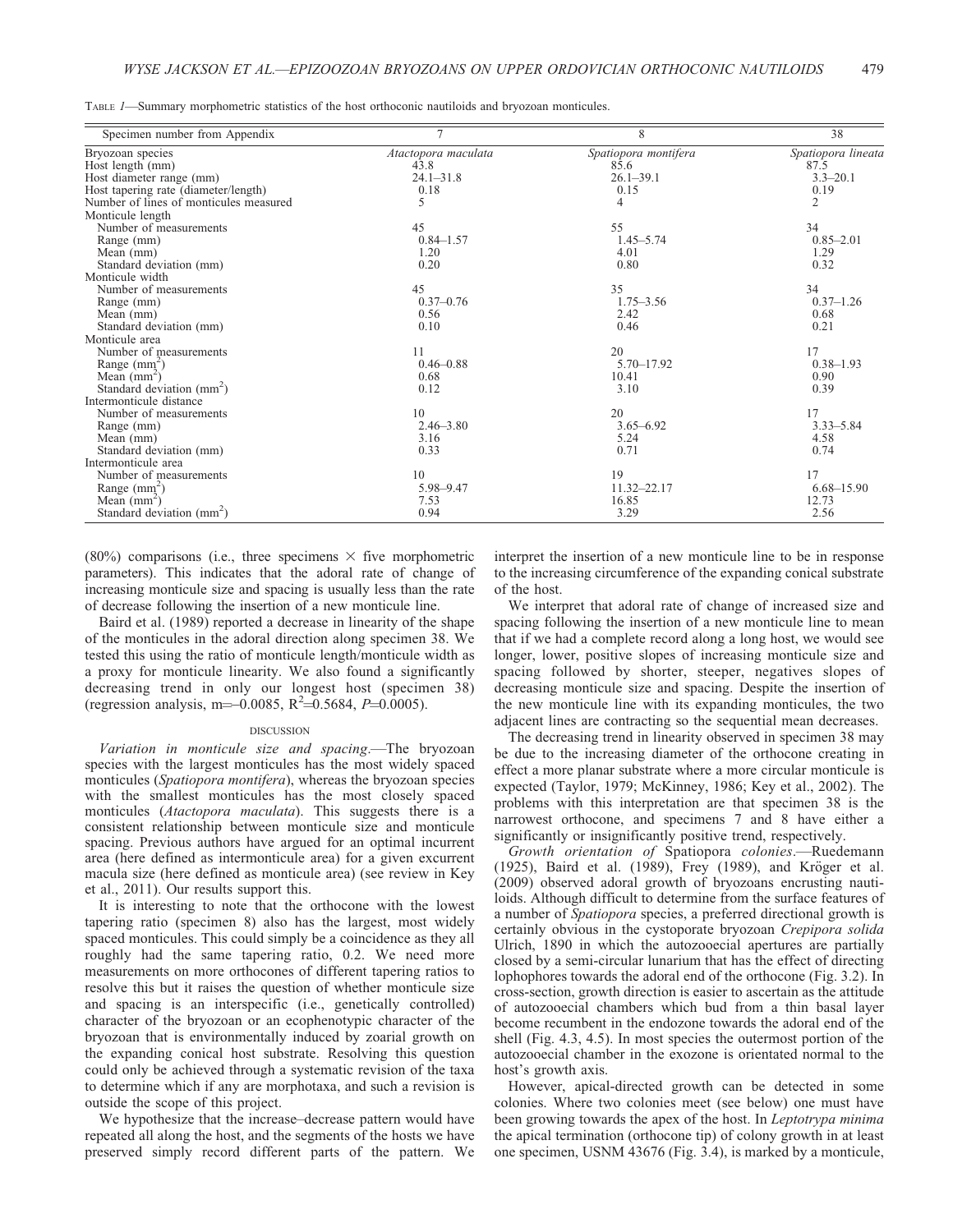TABLE 1—Summary morphometric statistics of the host orthoconic nautiloids and bryozoan monticules.

| Specimen number from Appendix | 7 | 8 | 38 |
|---|---|---|---|
| Bryozoan species | *Atactopora maculata* | *Spatiopora montifera* | *Spatiopora lineata* |
| Host length (mm) | 43.8 | 85.6 | 87.5 |
| Host diameter range (mm) | 24.1–31.8 | 26.1–39.1 | 3.3–20.1 |
| Host tapering rate (diameter/length) | 0.18 | 0.15 | 0.19 |
| Number of lines of monticules measured | 5 | 4 | 2 |
| Monticule length | | | |
| Number of measurements | 45 | 55 | 34 |
| Range (mm) | 0.84–1.57 | 1.45–5.74 | 0.85–2.01 |
| Mean (mm) | 1.20 | 4.01 | 1.29 |
| Standard deviation (mm) | 0.20 | 0.80 | 0.32 |
| Monticule width | | | |
| Number of measurements | 45 | 35 | 34 |
| Range (mm) | 0.37–0.76 | 1.75–3.56 | 0.37–1.26 |
| Mean (mm) | 0.56 | 2.42 | 0.68 |
| Standard deviation (mm) | 0.10 | 0.46 | 0.21 |
| Monticule area | | | |
| Number of measurements | 11 | 20 | 17 |
| Range ($mm^2$) | 0.46–0.88 | 5.70–17.92 | 0.38–1.93 |
| Mean ($mm^2$) | 0.68 | 10.41 | 0.90 |
| Standard deviation ($mm^2$) | 0.12 | 3.10 | 0.39 |
| Intermonticule distance | | | |
| Number of measurements | 10 | 20 | 17 |
| Range (mm) | 2.46–3.80 | 3.65–6.92 | 3.33–5.84 |
| Mean (mm) | 3.16 | 5.24 | 4.58 |
| Standard deviation (mm) | 0.33 | 0.71 | 0.74 |
| Intermonticule area | | | |
| Number of measurements | 10 | 19 | 17 |
| Range ($mm^2$) | 5.98–9.47 | 11.32–22.17 | 6.68–15.90 |
| Mean ($mm^2$) | 7.53 | 16.85 | 12.73 |
| Standard deviation ($mm^2$) | 0.94 | 3.29 | 2.56 |

(80%) comparisons (i.e., three specimens × five morphometric parameters). This indicates that the adoral rate of change of increasing monticule size and spacing is usually less than the rate of decrease following the insertion of a new monticule line.

Baird et al. (1989) reported a decrease in linearity of the shape of the monticules in the adoral direction along specimen 38. We tested this using the ratio of monticule length/monticule width as a proxy for monticule linearity. We also found a significantly decreasing trend in only our longest host (specimen 38) (regression analysis, $m=-0.0085$, $R^2=0.5684$, $P=0.0005$).

## DISCUSSION

*Variation in monticule size and spacing.*—The bryozoan species with the largest monticules has the most widely spaced monticules (*Spatiopora montifera*), whereas the bryozoan species with the smallest monticules has the most closely spaced monticules (*Atactopora maculata*). This suggests there is a consistent relationship between monticule size and monticule spacing. Previous authors have argued for an optimal incurrent area (here defined as intermonticule area) for a given excurrent macula size (here defined as monticule area) (see review in Key et al., 2011). Our results support this.

It is interesting to note that the orthocone with the lowest tapering ratio (specimen 8) also has the largest, most widely spaced monticules. This could simply be a coincidence as they all roughly had the same tapering ratio, 0.2. We need more measurements on more orthocones of different tapering ratios to resolve this but it raises the question of whether monticule size and spacing is an interspecific (i.e., genetically controlled) character of the bryozoan or an ecophenotypic character of the bryozoan that is environmentally induced by zoarial growth on the expanding conical host substrate. Resolving this question could only be achieved through a systematic revision of the taxa to determine which if any are morphotaxa, and such a revision is outside the scope of this project.

We hypothesize that the increase–decrease pattern would have repeated all along the host, and the segments of the hosts we have preserved simply record different parts of the pattern. We interpret the insertion of a new monticule line to be in response to the increasing circumference of the expanding conical substrate of the host.

We interpret that adoral rate of change of increased size and spacing following the insertion of a new monticule line to mean that if we had a complete record along a long host, we would see longer, lower, positive slopes of increasing monticule size and spacing followed by shorter, steeper, negatives slopes of decreasing monticule size and spacing. Despite the insertion of the new monticule line with its expanding monticules, the two adjacent lines are contracting so the sequential mean decreases.

The decreasing trend in linearity observed in specimen 38 may be due to the increasing diameter of the orthocone creating in effect a more planar substrate where a more circular monticule is expected (Taylor, 1979; McKinney, 1986; Key et al., 2002). The problems with this interpretation are that specimen 38 is the narrowest orthocone, and specimens 7 and 8 have either a significantly or insignificantly positive trend, respectively.

*Growth orientation of* Spatiopora *colonies.*—Ruedemann (1925), Baird et al. (1989), Frey (1989), and Kröger et al. (2009) observed adoral growth of bryozoans encrusting nautiloids. Although difficult to determine from the surface features of a number of *Spatiopora* species, a preferred directional growth is certainly obvious in the cystoporate bryozoan *Crepipora solida* Ulrich, 1890 in which the autozooecial apertures are partially closed by a semi-circular lunarium that has the effect of directing lophophores towards the adoral end of the orthocone (Fig. 3.2). In cross-section, growth direction is easier to ascertain as the attitude of autozooecial chambers which bud from a thin basal layer become recumbent in the endozone towards the adoral end of the shell (Fig. 4.3, 4.5). In most species the outermost portion of the autozooecial chamber in the exozone is orientated normal to the host's growth axis.

However, apical-directed growth can be detected in some colonies. Where two colonies meet (see below) one must have been growing towards the apex of the host. In *Leptotrypa minima* the apical termination (orthocone tip) of colony growth in at least one specimen, USNM 43676 (Fig. 3.4), is marked by a monticule,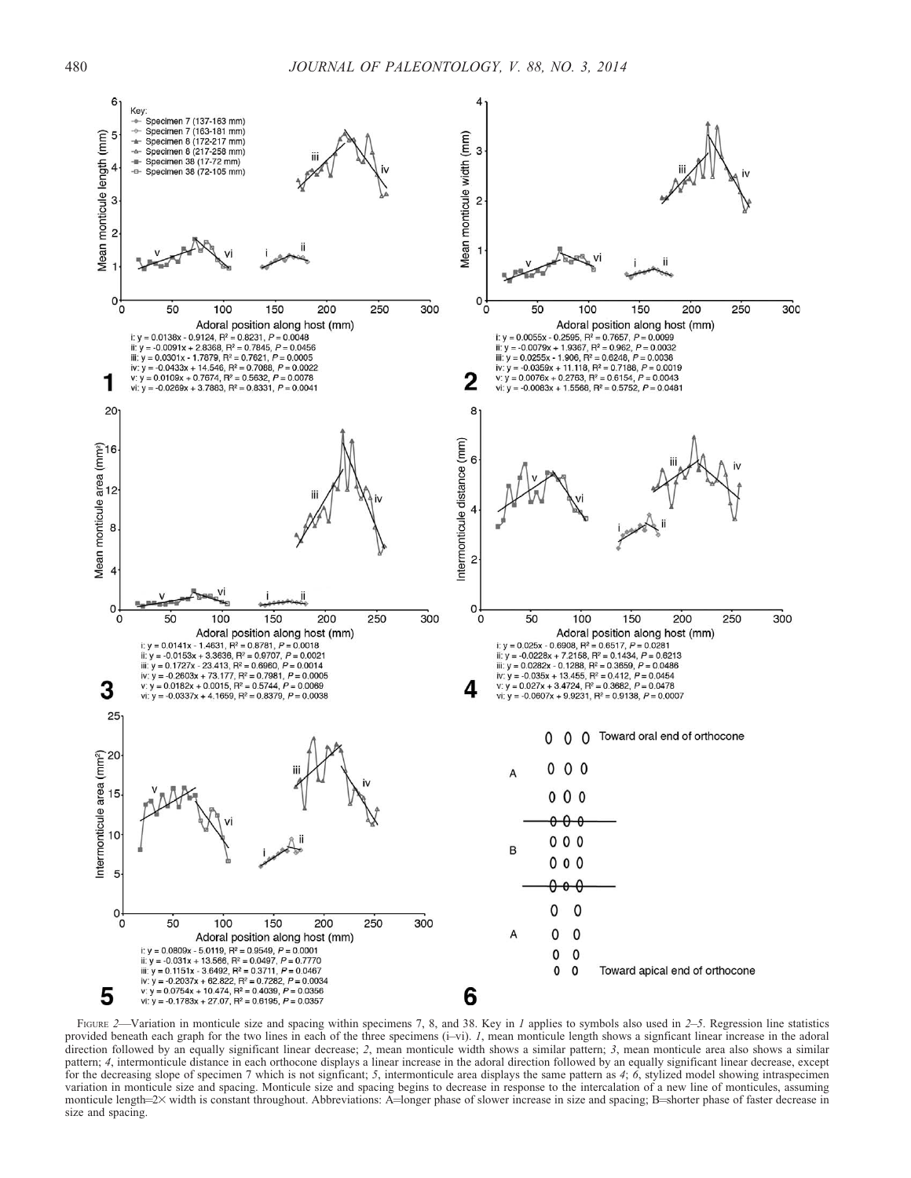1

i: $y = 0.0138x - 0.9124$, $R^2 = 0.8231$, $P = 0.0048$
ii: $y = -0.0091x + 2.8368$, $R^2 = 0.7845$, $P = 0.0456$
iii: $y = 0.0301x - 1.7679$, $R^2 = 0.7621$, $P = 0.0005$
iv: $y = -0.0433x + 14.546$, $R^2 = 0.7088$, $P = 0.0022$
v: $y = 0.0109x + 0.7674$, $R^2 = 0.5632$, $P = 0.0078$
vi: $y = -0.0269x + 3.7863$, $R^2 = 0.8331$, $P = 0.0041$

2

i: $y = 0.0055x - 0.2595$, $R^2 = 0.7657$, $P = 0.0099$
ii: $y = -0.0079x + 1.9367$, $R^2 = 0.962$, $P = 0.0032$
iii: $y = 0.0255x - 1.906$, $R^2 = 0.6248$, $P = 0.0036$
iv: $y = -0.0359x + 11.118$, $R^2 = 0.7188$, $P = 0.0019$
v: $y = 0.0076x + 0.2763$, $R^2 = 0.6154$, $P = 0.0043$
vi: $y = -0.0083x + 1.5568$, $R^2 = 0.5752$, $P = 0.0481$

3

i: $y = 0.0141x - 1.4631$, $R^2 = 0.8781$, $P = 0.0018$
ii: $y = -0.0153x + 3.3636$, $R^2 = 0.9707$, $P = 0.0021$
iii: $y = 0.1727x - 23.413$, $R^2 = 0.6960$, $P = 0.0014$
iv: $y = -0.2603x + 73.177$, $R^2 = 0.7981$, $P = 0.0005$
v: $y = 0.0182x + 0.0015$, $R^2 = 0.5744$, $P = 0.0069$
vi: $y = -0.0337x + 4.1659$, $R^2 = 0.8379$, $P = 0.0038$

4

i: $y = 0.025x - 0.6908$, $R^2 = 0.6517$, $P = 0.0281$
ii: $y = -0.0228x + 7.2158$, $R^2 = 0.1434$, $P = 0.6213$
iii: $y = 0.0282x - 0.1288$, $R^2 = 0.3659$, $P = 0.0486$
iv: $y = -0.035x + 13.455$, $R^2 = 0.412$, $P = 0.0454$
v: $y = 0.027x + 3.4724$, $R^2 = 0.3682$, $P = 0.0478$
vi: $y = -0.0607x + 9.9231$, $R^2 = 0.9138$, $P = 0.0007$

5

i: $y = 0.0809x - 5.0119$, $R^2 = 0.9549$, $P = 0.0001$
ii: $y = -0.031x + 13.566$, $R^2 = 0.0497$, $P = 0.7770$
iii: $y = 0.1151x - 3.6492$, $R^2 = 0.3711$, $P = 0.0467$
iv: $y = -0.2037x + 62.822$, $R^2 = 0.7282$, $P = 0.0034$
v: $y = 0.0754x + 10.474$, $R^2 = 0.4039$, $P = 0.0356$
vi: $y = -0.1783x + 27.07$, $R^2 = 0.6195$, $P = 0.0357$

6

FIGURE 2—Variation in monticule size and spacing within specimens 7, 8, and 38. Key in *1* applies to symbols also used in *2–5*. Regression line statistics provided beneath each graph for the two lines in each of the three specimens (i–vi). *1*, mean monticule length shows a signficant linear increase in the adoral direction followed by an equally significant linear decrease; *2*, mean monticule width shows a similar pattern; *3*, mean monticule area also shows a similar pattern; *4*, intermonticule distance in each orthocone displays a linear increase in the adoral direction followed by an equally significant linear decrease, except for the decreasing slope of specimen 7 which is not signficant; *5*, intermonticule area displays the same pattern as *4*; *6*, stylized model showing intraspecimen variation in monticule size and spacing. Monticule size and spacing begins to decrease in response to the intercalation of a new line of monticules, assuming monticule length=2× width is constant throughout. Abbreviations: A=longer phase of slower increase in size and spacing; B=shorter phase of faster decrease in size and spacing.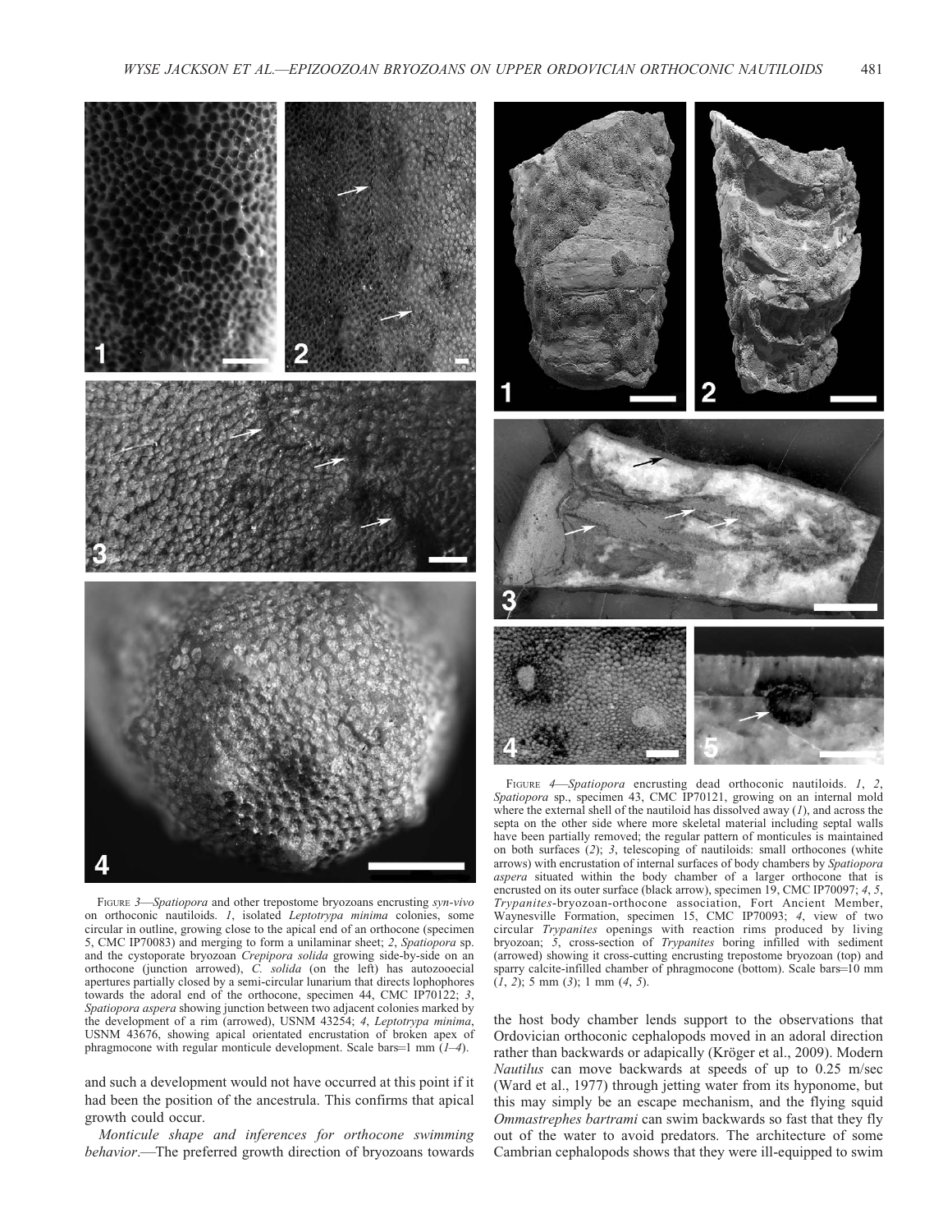FIGURE 3—*Spatiopora* and other trepostome bryozoans encrusting *syn-vivo* on orthoconic nautiloids. *1*, isolated *Leptotrypa minima* colonies, some circular in outline, growing close to the apical end of an orthocone (specimen 5, CMC IP70083) and merging to form a unilaminar sheet; *2*, *Spatiopora* sp. and the cystoporate bryozoan *Crepipora solida* growing side-by-side on an orthocone (junction arrowed), *C. solida* (on the left) has autozooecial apertures partially closed by a semi-circular lunarium that directs lophophores towards the adoral end of the orthocone, specimen 44, CMC IP70122; *3*, *Spatiopora aspera* showing junction between two adjacent colonies marked by the development of a rim (arrowed), USNM 43254; *4*, *Leptotrypa minima*, USNM 43676, showing apical orientated encrustation of broken apex of phragmocone with regular monticule development. Scale bars=1 mm (*1–4*).

FIGURE 4—*Spatiopora* encrusting dead orthoconic nautiloids. *1*, *2*, *Spatiopora* sp., specimen 43, CMC IP70121, growing on an internal mold where the external shell of the nautiloid has dissolved away (*1*), and across the septa on the other side where more skeletal material including septal walls have been partially removed; the regular pattern of monticules is maintained on both surfaces (*2*); *3*, telescoping of nautiloids: small orthocones (white arrows) with encrustation of internal surfaces of body chambers by *Spatiopora aspera* situated within the body chamber of a larger orthocone that is encrusted on its outer surface (black arrow), specimen 19, CMC IP70097; *4*, *5*, *Trypanites*-bryozoan-orthocone association, Fort Ancient Member, Waynesville Formation, specimen 15, CMC IP70093; *4*, view of two circular *Trypanites* openings with reaction rims produced by living bryozoan; *5*, cross-section of *Trypanites* boring infilled with sediment (arrowed) showing it cross-cutting encrusting trepostome bryozoan (top) and sparry calcite-infilled chamber of phragmocone (bottom). Scale bars=10 mm (*1*, *2*); 5 mm (*3*); 1 mm (*4*, *5*).

and such a development would not have occurred at this point if it had been the position of the ancestrula. This confirms that apical growth could occur.

*Monticule shape and inferences for orthocone swimming behavior*.—The preferred growth direction of bryozoans towards the host body chamber lends support to the observations that Ordovician orthoconic cephalopods moved in an adoral direction rather than backwards or adapically (Kröger et al., 2009). Modern *Nautilus* can move backwards at speeds of up to 0.25 m/sec (Ward et al., 1977) through jetting water from its hyponome, but this may simply be an escape mechanism, and the flying squid *Ommastrephes bartrami* can swim backwards so fast that they fly out of the water to avoid predators. The architecture of some Cambrian cephalopods shows that they were ill-equipped to swim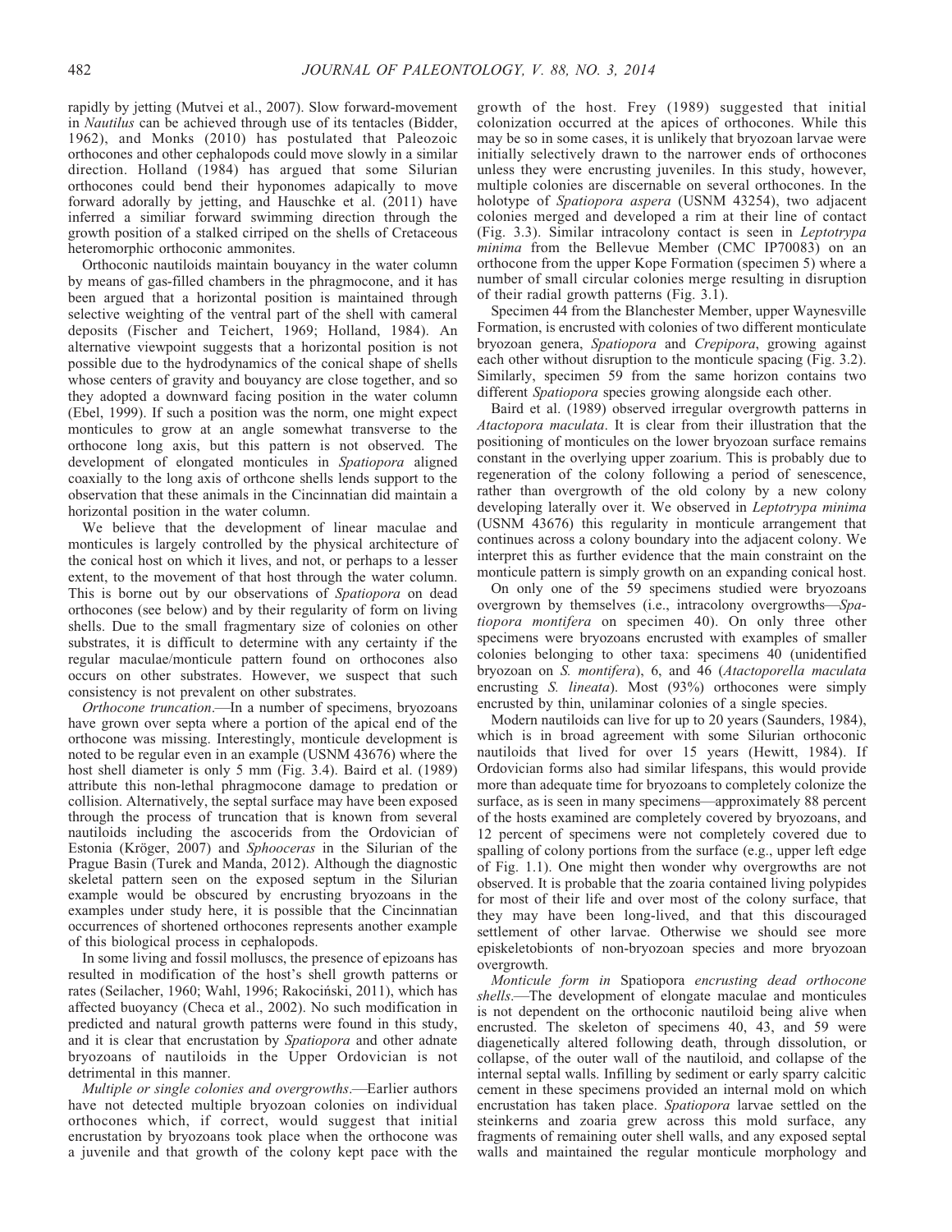rapidly by jetting (Mutvei et al., 2007). Slow forward-movement in *Nautilus* can be achieved through use of its tentacles (Bidder, 1962), and Monks (2010) has postulated that Paleozoic orthocones and other cephalopods could move slowly in a similar direction. Holland (1984) has argued that some Silurian orthocones could bend their hyponomes adapically to move forward adorally by jetting, and Hauschke et al. (2011) have inferred a similiar forward swimming direction through the growth position of a stalked cirriped on the shells of Cretaceous heteromorphic orthoconic ammonites.

Orthoconic nautiloids maintain bouyancy in the water column by means of gas-filled chambers in the phragmocone, and it has been argued that a horizontal position is maintained through selective weighting of the ventral part of the shell with cameral deposits (Fischer and Teichert, 1969; Holland, 1984). An alternative viewpoint suggests that a horizontal position is not possible due to the hydrodynamics of the conical shape of shells whose centers of gravity and bouyancy are close together, and so they adopted a downward facing position in the water column (Ebel, 1999). If such a position was the norm, one might expect monticules to grow at an angle somewhat transverse to the orthocone long axis, but this pattern is not observed. The development of elongated monticules in *Spatiopora* aligned coaxially to the long axis of orthcone shells lends support to the observation that these animals in the Cincinnatian did maintain a horizontal position in the water column.

We believe that the development of linear maculae and monticules is largely controlled by the physical architecture of the conical host on which it lives, and not, or perhaps to a lesser extent, to the movement of that host through the water column. This is borne out by our observations of *Spatiopora* on dead orthocones (see below) and by their regularity of form on living shells. Due to the small fragmentary size of colonies on other substrates, it is difficult to determine with any certainty if the regular maculae/monticule pattern found on orthocones also occurs on other substrates. However, we suspect that such consistency is not prevalent on other substrates.

*Orthocone truncation*.—In a number of specimens, bryozoans have grown over septa where a portion of the apical end of the orthocone was missing. Interestingly, monticule development is noted to be regular even in an example (USNM 43676) where the host shell diameter is only 5 mm (Fig. 3.4). Baird et al. (1989) attribute this non-lethal phragmocone damage to predation or collision. Alternatively, the septal surface may have been exposed through the process of truncation that is known from several nautiloids including the ascocerids from the Ordovician of Estonia (Kröger, 2007) and *Sphooceras* in the Silurian of the Prague Basin (Turek and Manda, 2012). Although the diagnostic skeletal pattern seen on the exposed septum in the Silurian example would be obscured by encrusting bryozoans in the examples under study here, it is possible that the Cincinnatian occurrences of shortened orthocones represents another example of this biological process in cephalopods.

In some living and fossil molluscs, the presence of epizoans has resulted in modification of the host's shell growth patterns or rates (Seilacher, 1960; Wahl, 1996; Rakociński, 2011), which has affected buoyancy (Checa et al., 2002). No such modification in predicted and natural growth patterns were found in this study, and it is clear that encrustation by *Spatiopora* and other adnate bryozoans of nautiloids in the Upper Ordovician is not detrimental in this manner.

*Multiple or single colonies and overgrowths*.—Earlier authors have not detected multiple bryozoan colonies on individual orthocones which, if correct, would suggest that initial encrustation by bryozoans took place when the orthocone was a juvenile and that growth of the colony kept pace with the growth of the host. Frey (1989) suggested that initial colonization occurred at the apices of orthocones. While this may be so in some cases, it is unlikely that bryozoan larvae were initially selectively drawn to the narrower ends of orthocones unless they were encrusting juveniles. In this study, however, multiple colonies are discernable on several orthocones. In the holotype of *Spatiopora aspera* (USNM 43254), two adjacent colonies merged and developed a rim at their line of contact (Fig. 3.3). Similar intracolony contact is seen in *Leptotrypa minima* from the Bellevue Member (CMC IP70083) on an orthocone from the upper Kope Formation (specimen 5) where a number of small circular colonies merge resulting in disruption of their radial growth patterns (Fig. 3.1).

Specimen 44 from the Blanchester Member, upper Waynesville Formation, is encrusted with colonies of two different monticulate bryozoan genera, *Spatiopora* and *Crepipora*, growing against each other without disruption to the monticule spacing (Fig. 3.2). Similarly, specimen 59 from the same horizon contains two different *Spatiopora* species growing alongside each other.

Baird et al. (1989) observed irregular overgrowth patterns in *Atactopora maculata*. It is clear from their illustration that the positioning of monticules on the lower bryozoan surface remains constant in the overlying upper zoarium. This is probably due to regeneration of the colony following a period of senescence, rather than overgrowth of the old colony by a new colony developing laterally over it. We observed in *Leptotrypa minima* (USNM 43676) this regularity in monticule arrangement that continues across a colony boundary into the adjacent colony. We interpret this as further evidence that the main constraint on the monticule pattern is simply growth on an expanding conical host.

On only one of the 59 specimens studied were bryozoans overgrown by themselves (i.e., intracolony overgrowths—*Spatiopora montifera* on specimen 40). On only three other specimens were bryozoans encrusted with examples of smaller colonies belonging to other taxa: specimens 40 (unidentified bryozoan on *S. montifera*), 6, and 46 (*Atactoporella maculata* encrusting *S. lineata*). Most (93%) orthocones were simply encrusted by thin, unilaminar colonies of a single species.

Modern nautiloids can live for up to 20 years (Saunders, 1984), which is in broad agreement with some Silurian orthoconic nautiloids that lived for over 15 years (Hewitt, 1984). If Ordovician forms also had similar lifespans, this would provide more than adequate time for bryozoans to completely colonize the surface, as is seen in many specimens—approximately 88 percent of the hosts examined are completely covered by bryozoans, and 12 percent of specimens were not completely covered due to spalling of colony portions from the surface (e.g., upper left edge of Fig. 1.1). One might then wonder why overgrowths are not observed. It is probable that the zoaria contained living polypides for most of their life and over most of the colony surface, that they may have been long-lived, and that this discouraged settlement of other larvae. Otherwise we should see more episkeletobionts of non-bryozoan species and more bryozoan overgrowth.

*Monticule form in* Spatiopora *encrusting dead orthocone shells*.—The development of elongate maculae and monticules is not dependent on the orthoconic nautiloid being alive when encrusted. The skeleton of specimens 40, 43, and 59 were diagenetically altered following death, through dissolution, or collapse, of the outer wall of the nautiloid, and collapse of the internal septal walls. Infilling by sediment or early sparry calcitic cement in these specimens provided an internal mold on which encrustation has taken place. *Spatiopora* larvae settled on the steinkerns and zoaria grew across this mold surface, any fragments of remaining outer shell walls, and any exposed septal walls and maintained the regular monticule morphology and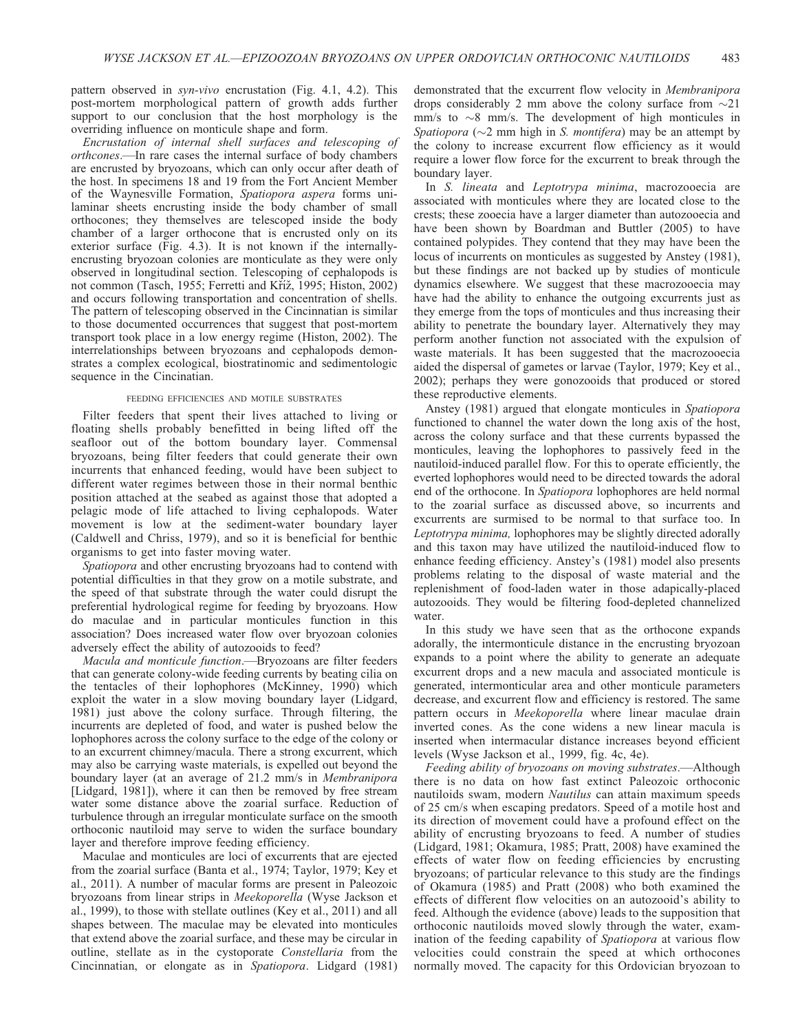pattern observed in *syn-vivo* encrustation (Fig. 4.1, 4.2). This post-mortem morphological pattern of growth adds further support to our conclusion that the host morphology is the overriding influence on monticule shape and form.

*Encrustation of internal shell surfaces and telescoping of orthcones*.—In rare cases the internal surface of body chambers are encrusted by bryozoans, which can only occur after death of the host. In specimens 18 and 19 from the Fort Ancient Member of the Waynesville Formation, *Spatiopora aspera* forms unilaminar sheets encrusting inside the body chamber of small orthocones; they themselves are telescoped inside the body chamber of a larger orthocone that is encrusted only on its exterior surface (Fig. 4.3). It is not known if the internally-encrusting bryozoan colonies are monticulate as they were only observed in longitudinal section. Telescoping of cephalopods is not common (Tasch, 1955; Ferretti and Kříž, 1995; Histon, 2002) and occurs following transportation and concentration of shells. The pattern of telescoping observed in the Cincinnatian is similar to those documented occurrences that suggest that post-mortem transport took place in a low energy regime (Histon, 2002). The interrelationships between bryozoans and cephalopods demonstrates a complex ecological, biostratinomic and sedimentologic sequence in the Cincinatian.

## FEEDING EFFICIENCIES AND MOTILE SUBSTRATES

Filter feeders that spent their lives attached to living or floating shells probably benefitted in being lifted off the seafloor out of the bottom boundary layer. Commensal bryozoans, being filter feeders that could generate their own incurrents that enhanced feeding, would have been subject to different water regimes between those in their normal benthic position attached at the seabed as against those that adopted a pelagic mode of life attached to living cephalopods. Water movement is low at the sediment-water boundary layer (Caldwell and Chriss, 1979), and so it is beneficial for benthic organisms to get into faster moving water.

*Spatiopora* and other encrusting bryozoans had to contend with potential difficulties in that they grow on a motile substrate, and the speed of that substrate through the water could disrupt the preferential hydrological regime for feeding by bryozoans. How do maculae and in particular monticules function in this association? Does increased water flow over bryozoan colonies adversely effect the ability of autozooids to feed?

*Macula and monticule function*.—Bryozoans are filter feeders that can generate colony-wide feeding currents by beating cilia on the tentacles of their lophophores (McKinney, 1990) which exploit the water in a slow moving boundary layer (Lidgard, 1981) just above the colony surface. Through filtering, the incurrents are depleted of food, and water is pushed below the lophophores across the colony surface to the edge of the colony or to an excurrent chimney/macula. There a strong excurrent, which may also be carrying waste materials, is expelled out beyond the boundary layer (at an average of 21.2 mm/s in *Membranipora* [Lidgard, 1981]), where it can then be removed by free stream water some distance above the zoarial surface. Reduction of turbulence through an irregular monticulate surface on the smooth orthoconic nautiloid may serve to widen the surface boundary layer and therefore improve feeding efficiency.

Maculae and monticules are loci of excurrents that are ejected from the zoarial surface (Banta et al., 1974; Taylor, 1979; Key et al., 2011). A number of macular forms are present in Paleozoic bryozoans from linear strips in *Meekoporella* (Wyse Jackson et al., 1999), to those with stellate outlines (Key et al., 2011) and all shapes between. The maculae may be elevated into monticules that extend above the zoarial surface, and these may be circular in outline, stellate as in the cystoporate *Constellaria* from the Cincinnatian, or elongate as in *Spatiopora*. Lidgard (1981) demonstrated that the excurrent flow velocity in *Membranipora* drops considerably 2 mm above the colony surface from ~21 mm/s to ~8 mm/s. The development of high monticules in *Spatiopora* (~2 mm high in *S. montifera*) may be an attempt by the colony to increase excurrent flow efficiency as it would require a lower flow force for the excurrent to break through the boundary layer.

In *S. lineata* and *Leptotrypa minima*, macrozooecia are associated with monticules where they are located close to the crests; these zooecia have a larger diameter than autozooecia and have been shown by Boardman and Buttler (2005) to have contained polypides. They contend that they may have been the locus of incurrents on monticules as suggested by Anstey (1981), but these findings are not backed up by studies of monticule dynamics elsewhere. We suggest that these macrozooecia may have had the ability to enhance the outgoing excurrents just as they emerge from the tops of monticules and thus increasing their ability to penetrate the boundary layer. Alternatively they may perform another function not associated with the expulsion of waste materials. It has been suggested that the macrozooecia aided the dispersal of gametes or larvae (Taylor, 1979; Key et al., 2002); perhaps they were gonozooids that produced or stored these reproductive elements.

Anstey (1981) argued that elongate monticules in *Spatiopora* functioned to channel the water down the long axis of the host, across the colony surface and that these currents bypassed the monticules, leaving the lophophores to passively feed in the nautiloid-induced parallel flow. For this to operate efficiently, the everted lophophores would need to be directed towards the adoral end of the orthocone. In *Spatiopora* lophophores are held normal to the zoarial surface as discussed above, so incurrents and excurrents are surmised to be normal to that surface too. In *Leptotrypa minima,* lophophores may be slightly directed adorally and this taxon may have utilized the nautiloid-induced flow to enhance feeding efficiency. Anstey's (1981) model also presents problems relating to the disposal of waste material and the replenishment of food-laden water in those adapically-placed autozooids. They would be filtering food-depleted channelized water.

In this study we have seen that as the orthocone expands adorally, the intermonticule distance in the encrusting bryozoan expands to a point where the ability to generate an adequate excurrent drops and a new macula and associated monticule is generated, intermonticular area and other monticule parameters decrease, and excurrent flow and efficiency is restored. The same pattern occurs in *Meekoporella* where linear maculae drain inverted cones. As the cone widens a new linear macula is inserted when intermacular distance increases beyond efficient levels (Wyse Jackson et al., 1999, fig. 4c, 4e).

*Feeding ability of bryozoans on moving substrates*.—Although there is no data on how fast extinct Paleozoic orthoconic nautiloids swam, modern *Nautilus* can attain maximum speeds of 25 cm/s when escaping predators. Speed of a motile host and its direction of movement could have a profound effect on the ability of encrusting bryozoans to feed. A number of studies (Lidgard, 1981; Okamura, 1985; Pratt, 2008) have examined the effects of water flow on feeding efficiencies by encrusting bryozoans; of particular relevance to this study are the findings of Okamura (1985) and Pratt (2008) who both examined the effects of different flow velocities on an autozooid's ability to feed. Although the evidence (above) leads to the supposition that orthoconic nautiloids moved slowly through the water, examination of the feeding capability of *Spatiopora* at various flow velocities could constrain the speed at which orthocones normally moved. The capacity for this Ordovician bryozoan to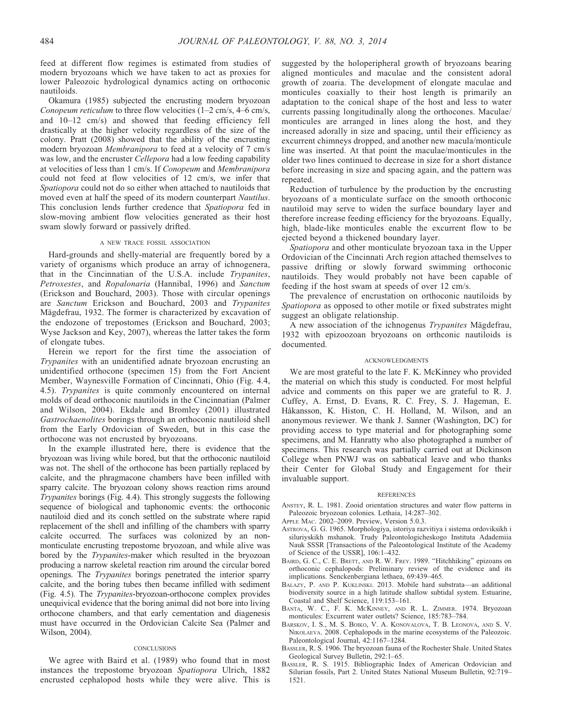feed at different flow regimes is estimated from studies of modern bryozoans which we have taken to act as proxies for lower Paleozoic hydrological dynamics acting on orthoconic nautiloids.

Okamura (1985) subjected the encrusting modern bryozoan *Conopeum reticulum* to three flow velocities (1–2 cm/s, 4–6 cm/s, and 10–12 cm/s) and showed that feeding efficiency fell drastically at the higher velocity regardless of the size of the colony. Pratt (2008) showed that the ability of the encrusting modern bryozoan *Membranipora* to feed at a velocity of 7 cm/s was low, and the encruster *Cellepora* had a low feeding capability at velocities of less than 1 cm/s. If *Conopeum* and *Membranipora* could not feed at flow velocities of 12 cm/s, we infer that *Spatiopora* could not do so either when attached to nautiloids that moved even at half the speed of its modern counterpart *Nautilus*. This conclusion lends further credence that *Spatiopora* fed in slow-moving ambient flow velocities generated as their host swam slowly forward or passively drifted.

## A NEW TRACE FOSSIL ASSOCIATION

Hard-grounds and shelly-material are frequently bored by a variety of organisms which produce an array of ichnogenera, that in the Cincinnatian of the U.S.A. include *Trypanites*, *Petroxestes*, and *Ropalonaria* (Hannibal, 1996) and *Sanctum* (Erickson and Bouchard, 2003). Those with circular openings are *Sanctum* Erickson and Bouchard, 2003 and *Trypanites* Mägdefrau, 1932. The former is characterized by excavation of the endozone of trepostomes (Erickson and Bouchard, 2003; Wyse Jackson and Key, 2007), whereas the latter takes the form of elongate tubes.

Herein we report for the first time the association of *Trypanites* with an unidentified adnate bryozoan encrusting an unidentified orthocone (specimen 15) from the Fort Ancient Member, Waynesville Formation of Cincinnati, Ohio (Fig. 4.4, 4.5). *Trypanites* is quite commonly encountered on internal molds of dead orthoconic nautiloids in the Cincinnatian (Palmer and Wilson, 2004). Ekdale and Bromley (2001) illustrated *Gastrochaenolites* borings through an orthoconic nautiloid shell from the Early Ordovician of Sweden, but in this case the orthocone was not encrusted by bryozoans.

In the example illustrated here, there is evidence that the bryozoan was living while bored, but that the orthoconic nautiloid was not. The shell of the orthocone has been partially replaced by calcite, and the phragmacone chambers have been infilled with sparry calcite. The bryozoan colony shows reaction rims around *Trypanites* borings (Fig. 4.4). This strongly suggests the following sequence of biological and taphonomic events: the orthoconic nautiloid died and its conch settled on the substrate where rapid replacement of the shell and infilling of the chambers with sparry calcite occurred. The surfaces was colonized by an non-monticulate encrusting trepostome bryozoan, and while alive was bored by the *Trypanites*-maker which resulted in the bryozoan producing a narrow skeletal reaction rim around the circular bored openings. The *Trypanites* borings penetrated the interior sparry calcite, and the boring tubes then became infilled with sediment (Fig. 4.5). The *Trypanites*-bryozoan-orthocone complex provides unequivical evidence that the boring animal did not bore into living orthocone chambers, and that early cementation and diagenesis must have occurred in the Ordovician Calcite Sea (Palmer and Wilson, 2004).

## CONCLUSIONS

We agree with Baird et al. (1989) who found that in most instances the trepostome bryozoan *Spatiopora* Ulrich, 1882 encrusted cephalopod hosts while they were alive. This is suggested by the holoperipheral growth of bryozoans bearing aligned monticules and maculae and the consistent adoral growth of zoaria. The development of elongate maculae and monticules coaxially to their host length is primarily an adaptation to the conical shape of the host and less to water currents passing longitudinally along the orthocones. Maculae/monticules are arranged in lines along the host, and they increased adorally in size and spacing, until their efficiency as excurrent chimneys dropped, and another new macula/monticule line was inserted. At that point the maculae/monticules in the older two lines continued to decrease in size for a short distance before increasing in size and spacing again, and the pattern was repeated.

Reduction of turbulence by the production by the encrusting bryozoans of a monticulate surface on the smooth orthoconic nautiloid may serve to widen the surface boundary layer and therefore increase feeding efficiency for the bryozoans. Equally, high, blade-like monticules enable the excurrent flow to be ejected beyond a thickened boundary layer.

*Spatiopora* and other monticulate bryozoan taxa in the Upper Ordovician of the Cincinnati Arch region attached themselves to passive drifting or slowly forward swimming orthoconic nautiloids. They would probably not have been capable of feeding if the host swam at speeds of over 12 cm/s.

The prevalence of encrustation on orthoconic nautiloids by *Spatiopora* as opposed to other motile or fixed substrates might suggest an obligate relationship.

A new association of the ichnogenus *Trypanites* Mägdefrau, 1932 with epizoozoan bryozoans on orthconic nautiloids is documented.

## ACKNOWLEDGMENTS

We are most grateful to the late F. K. McKinney who provided the material on which this study is conducted. For most helpful advice and comments on this paper we are grateful to R. J. Cuffey, A. Ernst, D. Evans, R. C. Frey, S. J. Hageman, E. Håkansson, K. Histon, C. H. Holland, M. Wilson, and an anonymous reviewer. We thank J. Sanner (Washington, DC) for providing access to type material and for photographing some specimens, and M. Hanratty who also photographed a number of specimens. This research was partially carried out at Dickinson College when PNWJ was on sabbatical leave and who thanks their Center for Global Study and Engagement for their invaluable support.

## REFERENCES

Anstey, R. L. 1981. Zooid orientation structures and water flow patterns in Paleozoic bryozoan colonies. Lethaia, 14:287–302.

Apple Mac. 2002–2009. Preview, Version 5.0.3.

Astrova, G. G. 1965. Morphologiya, istoriya razvitiya i sistema ordoviksikh i siluriyskikh mshanok. Trudy Paleontologicheskogo Instituta Adademiia Nauk SSSR [Transactions of the Paleontological Institute of the Academy of Science of the USSR], 106:1–432.

Baird, G. C., C. E. Brett, and R. W. Frey. 1989. "Hitchhiking" epizoans on orthoconic cephalopods: Preliminary review of the evidence and its implications. Senckenbergiana lethaea, 69:439–465.

Balazy, P. and P. Kuklinski. 2013. Mobile hard substrata—an additional biodiversity source in a high latitude shallow subtidal system. Estuarine, Coastal and Shelf Science, 119:153–161.

Banta, W. C., F. K. McKinney, and R. L. Zimmer. 1974. Bryozoan monticules: Excurrent water outlets? Science, 185:783–784.

Barskov, I. S., M. S. Boiko, V. A. Konovalova, T. B. Leonova, and S. V. Nikolaeva. 2008. Cephalopods in the marine ecosystems of the Paleozoic. Paleontological Journal, 42:1167–1284.

Bassler, R. S. 1906. The bryozoan fauna of the Rochester Shale. United States Geological Survey Bulletin, 292:1–65.

Bassler, R. S. 1915. Bibliographic Index of American Ordovician and Silurian fossils, Part 2. United States National Museum Bulletin, 92:719–1521.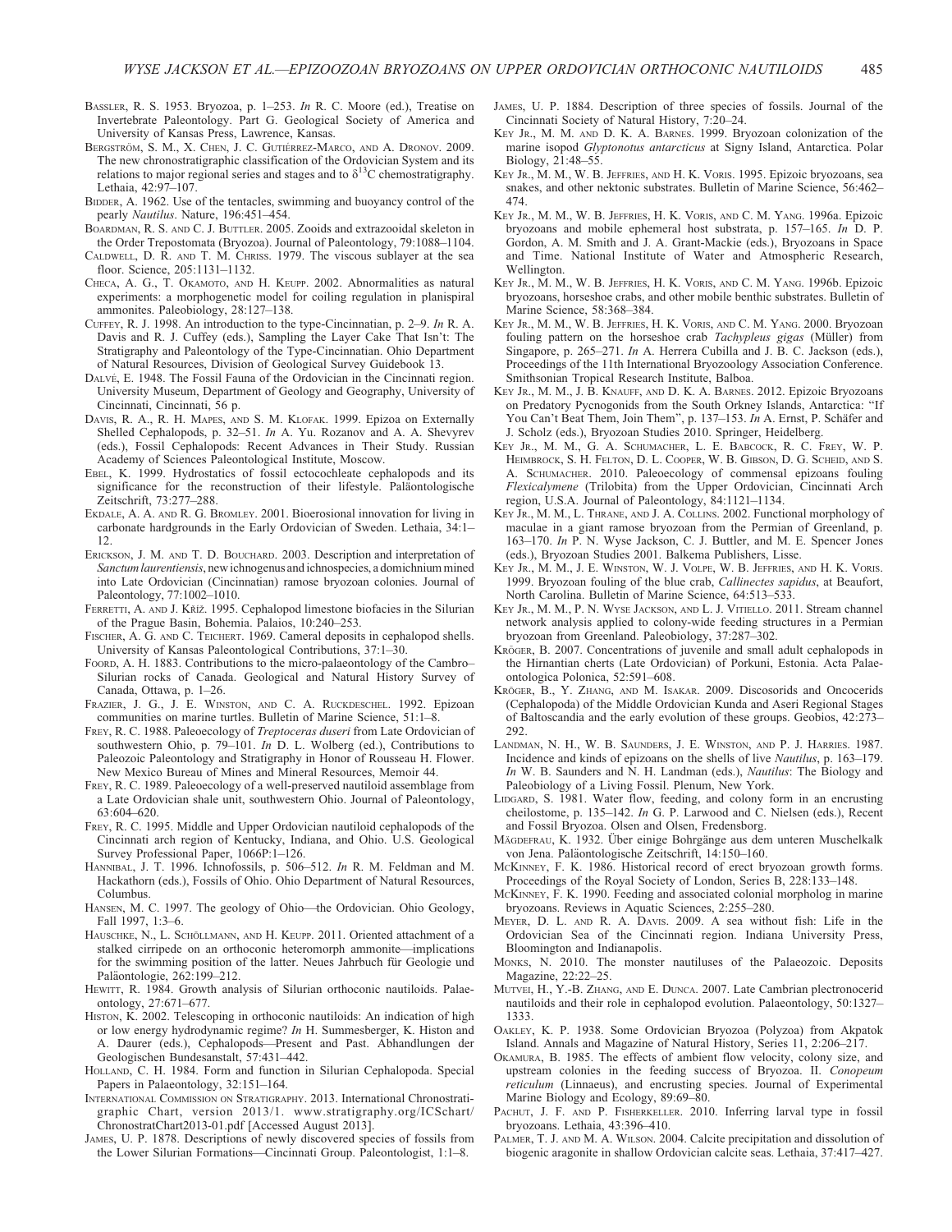BASSLER, R. S. 1953. Bryozoa, p. 1–253. *In* R. C. Moore (ed.), Treatise on Invertebrate Paleontology. Part G. Geological Society of America and University of Kansas Press, Lawrence, Kansas.

BERGSTRÖM, S. M., X. CHEN, J. C. GUTIÉRREZ-MARCO, AND A. DRONOV. 2009. The new chronostratigraphic classification of the Ordovician System and its relations to major regional series and stages and to $\delta^{13}C$ chemostratigraphy. Lethaia, 42:97–107.

BIDDER, A. 1962. Use of the tentacles, swimming and buoyancy control of the pearly *Nautilus*. Nature, 196:451–454.

BOARDMAN, R. S. AND C. J. BUTTLER. 2005. Zooids and extrazooidal skeleton in the Order Trepostomata (Bryozoa). Journal of Paleontology, 79:1088–1104.

CALDWELL, D. R. AND T. M. CHRISS. 1979. The viscous sublayer at the sea floor. Science, 205:1131–1132.

CHECA, A. G., T. OKAMOTO, AND H. KEUPP. 2002. Abnormalities as natural experiments: a morphogenetic model for coiling regulation in planispiral ammonites. Paleobiology, 28:127–138.

CUFFEY, R. J. 1998. An introduction to the type-Cincinnatian, p. 2–9. *In* R. A. Davis and R. J. Cuffey (eds.), Sampling the Layer Cake That Isn't: The Stratigraphy and Paleontology of the Type-Cincinnatian. Ohio Department of Natural Resources, Division of Geological Survey Guidebook 13.

DALVÉ, E. 1948. The Fossil Fauna of the Ordovician in the Cincinnati region. University Museum, Department of Geology and Geography, University of Cincinnati, Cincinnati, 56 p.

DAVIS, R. A., R. H. MAPES, AND S. M. KLOFAK. 1999. Epizoa on Externally Shelled Cephalopods, p. 32–51. *In* A. Yu. Rozanov and A. A. Shevyrev (eds.), Fossil Cephalopods: Recent Advances in Their Study. Russian Academy of Sciences Paleontological Institute, Moscow.

EBEL, K. 1999. Hydrostatics of fossil ectocochleate cephalopods and its significance for the reconstruction of their lifestyle. Paläontologische Zeitschrift, 73:277–288.

EKDALE, A. A. AND R. G. BROMLEY. 2001. Bioerosional innovation for living in carbonate hardgrounds in the Early Ordovician of Sweden. Lethaia, 34:1–12.

ERICKSON, J. M. AND T. D. BOUCHARD. 2003. Description and interpretation of *Sanctum laurentiensis*, new ichnogenus and ichnospecies, a domichnium mined into Late Ordovician (Cincinnatian) ramose bryozoan colonies. Journal of Paleontology, 77:1002–1010.

FERRETTI, A. AND J. KŘÍŽ. 1995. Cephalopod limestone biofacies in the Silurian of the Prague Basin, Bohemia. Palaios, 10:240–253.

FISCHER, A. G. AND C. TEICHERT. 1969. Cameral deposits in cephalopod shells. University of Kansas Paleontological Contributions, 37:1–30.

FOORD, A. H. 1883. Contributions to the micro-palaeontology of the Cambro–Silurian rocks of Canada. Geological and Natural History Survey of Canada, Ottawa, p. 1–26.

FRAZIER, J. G., J. E. WINSTON, AND C. A. RUCKDESCHEL. 1992. Epizoan communities on marine turtles. Bulletin of Marine Science, 51:1–8.

FREY, R. C. 1988. Paleoecology of *Treptoceras duseri* from Late Ordovician of southwestern Ohio, p. 79–101. *In* D. L. Wolberg (ed.), Contributions to Paleozoic Paleontology and Stratigraphy in Honor of Rousseau H. Flower. New Mexico Bureau of Mines and Mineral Resources, Memoir 44.

FREY, R. C. 1989. Paleoecology of a well-preserved nautiloid assemblage from a Late Ordovician shale unit, southwestern Ohio. Journal of Paleontology, 63:604–620.

FREY, R. C. 1995. Middle and Upper Ordovician nautiloid cephalopods of the Cincinnati arch region of Kentucky, Indiana, and Ohio. U.S. Geological Survey Professional Paper, 1066P:1–126.

HANNIBAL, J. T. 1996. Ichnofossils, p. 506–512. *In* R. M. Feldman and M. Hackathorn (eds.), Fossils of Ohio. Ohio Department of Natural Resources, Columbus.

HANSEN, M. C. 1997. The geology of Ohio—the Ordovician. Ohio Geology, Fall 1997, 1:3–6.

HAUSCHKE, N., L. SCHÖLLMANN, AND H. KEUPP. 2011. Oriented attachment of a stalked cirripede on an orthoconic heteromorph ammonite—implications for the swimming position of the latter. Neues Jahrbuch für Geologie und Paläontologie, 262:199–212.

HEWITT, R. 1984. Growth analysis of Silurian orthoconic nautiloids. Palaeontology, 27:671–677.

HISTON, K. 2002. Telescoping in orthoconic nautiloids: An indication of high or low energy hydrodynamic regime? *In* H. Summesberger, K. Histon and A. Daurer (eds.), Cephalopods—Present and Past. Abhandlungen der Geologischen Bundesanstalt, 57:431–442.

HOLLAND, C. H. 1984. Form and function in Silurian Cephalopoda. Special Papers in Palaeontology, 32:151–164.

INTERNATIONAL COMMISSION ON STRATIGRAPHY. 2013. International Chronostratigraphic Chart, version 2013/1. www.stratigraphy.org/ICSchart/ChronostratChart2013-01.pdf [Accessed August 2013].

JAMES, U. P. 1878. Descriptions of newly discovered species of fossils from the Lower Silurian Formations—Cincinnati Group. Paleontologist, 1:1–8.

JAMES, U. P. 1884. Description of three species of fossils. Journal of the Cincinnati Society of Natural History, 7:20–24.

KEY JR., M. M. AND D. K. A. BARNES. 1999. Bryozoan colonization of the marine isopod *Glyptonotus antarcticus* at Signy Island, Antarctica. Polar Biology, 21:48–55.

KEY JR., M. M., W. B. JEFFRIES, AND H. K. VORIS. 1995. Epizoic bryozoans, sea snakes, and other nektonic substrates. Bulletin of Marine Science, 56:462–474.

KEY JR., M. M., W. B. JEFFRIES, H. K. VORIS, AND C. M. YANG. 1996a. Epizoic bryozoans and mobile ephemeral host substrata, p. 157–165. *In* D. P. Gordon, A. M. Smith and J. A. Grant-Mackie (eds.), Bryozoans in Space and Time. National Institute of Water and Atmospheric Research, Wellington.

KEY JR., M. M., W. B. JEFFRIES, H. K. VORIS, AND C. M. YANG. 1996b. Epizoic bryozoans, horseshoe crabs, and other mobile benthic substrates. Bulletin of Marine Science, 58:368–384.

KEY JR., M. M., W. B. JEFFRIES, H. K. VORIS, AND C. M. YANG. 2000. Bryozoan fouling pattern on the horseshoe crab *Tachypleus gigas* (Müller) from Singapore, p. 265–271. *In* A. Herrera Cubilla and J. B. C. Jackson (eds.), Proceedings of the 11th International Bryozoology Association Conference. Smithsonian Tropical Research Institute, Balboa.

KEY JR., M. M., J. B. KNAUFF, AND D. K. A. BARNES. 2012. Epizoic Bryozoans on Predatory Pycnogonids from the South Orkney Islands, Antarctica: "If You Can't Beat Them, Join Them", p. 137–153. *In* A. Ernst, P. Schäfer and J. Scholz (eds.), Bryozoan Studies 2010. Springer, Heidelberg.

KEY JR., M. M., G. A. SCHUMACHER, L. E. BABCOCK, R. C. FREY, W. P. HEIMBROCK, S. H. FELTON, D. L. COOPER, W. B. GIBSON, D. G. SCHEID, AND S. A. SCHUMACHER. 2010. Paleoecology of commensal epizoans fouling *Flexicalymene* (Trilobita) from the Upper Ordovician, Cincinnati Arch region, U.S.A. Journal of Paleontology, 84:1121–1134.

KEY JR., M. M., L. THRANE, AND J. A. COLLINS. 2002. Functional morphology of maculae in a giant ramose bryozoan from the Permian of Greenland, p. 163–170. *In* P. N. Wyse Jackson, C. J. Buttler, and M. E. Spencer Jones (eds.), Bryozoan Studies 2001. Balkema Publishers, Lisse.

KEY JR., M. M., J. E. WINSTON, W. J. VOLPE, W. B. JEFFRIES, AND H. K. VORIS. 1999. Bryozoan fouling of the blue crab, *Callinectes sapidus*, at Beaufort, North Carolina. Bulletin of Marine Science, 64:513–533.

KEY JR., M. M., P. N. WYSE JACKSON, AND L. J. VITIELLO. 2011. Stream channel network analysis applied to colony-wide feeding structures in a Permian bryozoan from Greenland. Paleobiology, 37:287–302.

KRÖGER, B. 2007. Concentrations of juvenile and small adult cephalopods in the Hirnantian cherts (Late Ordovician) of Porkuni, Estonia. Acta Palaeontologica Polonica, 52:591–608.

KRÖGER, B., Y. ZHANG, AND M. ISAKAR. 2009. Discosorids and Oncocerids (Cephalopoda) of the Middle Ordovician Kunda and Aseri Regional Stages of Baltoscandia and the early evolution of these groups. Geobios, 42:273–292.

LANDMAN, N. H., W. B. SAUNDERS, J. E. WINSTON, AND P. J. HARRIES. 1987. Incidence and kinds of epizoans on the shells of live *Nautilus*, p. 163–179. *In* W. B. Saunders and N. H. Landman (eds.), *Nautilus*: The Biology and Paleobiology of a Living Fossil. Plenum, New York.

LIDGARD, S. 1981. Water flow, feeding, and colony form in an encrusting cheilostome, p. 135–142. *In* G. P. Larwood and C. Nielsen (eds.), Recent and Fossil Bryozoa. Olsen and Olsen, Fredensborg.

MÄGDEFRAU, K. 1932. Über einige Bohrgänge aus dem unteren Muschelkalk von Jena. Paläontologische Zeitschrift, 14:150–160.

MCKINNEY, F. K. 1986. Historical record of erect bryozoan growth forms. Proceedings of the Royal Society of London, Series B, 228:133–148.

MCKINNEY, F. K. 1990. Feeding and associated colonial morpholog in marine bryozoans. Reviews in Aquatic Sciences, 2:255–280.

MEYER, D. L. AND R. A. DAVIS. 2009. A sea without fish: Life in the Ordovician Sea of the Cincinnati region. Indiana University Press, Bloomington and Indianapolis.

MONKS, N. 2010. The monster nautiluses of the Palaeozoic. Deposits Magazine, 22:22–25.

MUTVEI, H., Y.-B. ZHANG, AND E. DUNCA. 2007. Late Cambrian plectronocerid nautiloids and their role in cephalopod evolution. Palaeontology, 50:1327–1333.

OAKLEY, K. P. 1938. Some Ordovician Bryozoa (Polyzoa) from Akpatok Island. Annals and Magazine of Natural History, Series 11, 2:206–217.

OKAMURA, B. 1985. The effects of ambient flow velocity, colony size, and upstream colonies in the feeding success of Bryozoa. II. *Conopeum reticulum* (Linnaeus), and encrusting species. Journal of Experimental Marine Biology and Ecology, 89:69–80.

PACHUT, J. F. AND P. FISHERKELLER. 2010. Inferring larval type in fossil bryozoans. Lethaia, 43:396–410.

PALMER, T. J. AND M. A. WILSON. 2004. Calcite precipitation and dissolution of biogenic aragonite in shallow Ordovician calcite seas. Lethaia, 37:417–427.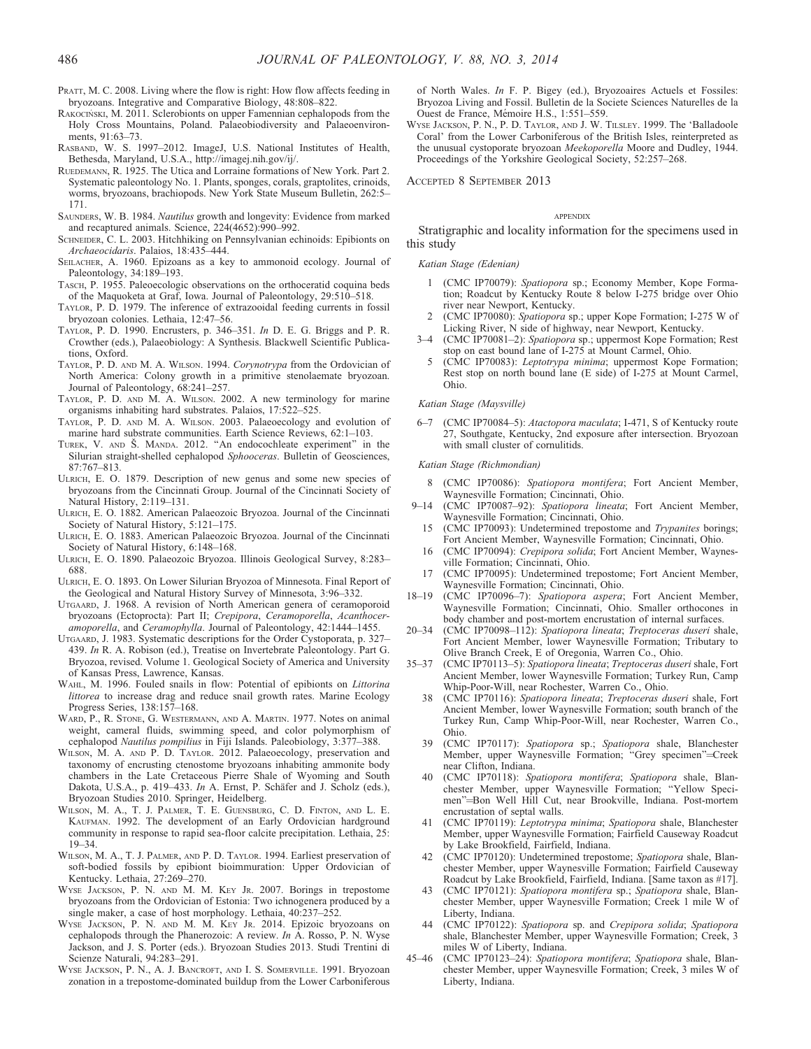PRATT, M. C. 2008. Living where the flow is right: How flow affects feeding in bryozoans. Integrative and Comparative Biology, 48:808–822.

RAKOCIŃSKI, M. 2011. Sclerobionts on upper Famennian cephalopods from the Holy Cross Mountains, Poland. Palaeobiodiversity and Palaeoenvironments, 91:63–73.

RASBAND, W. S. 1997–2012. ImageJ, U.S. National Institutes of Health, Bethesda, Maryland, U.S.A., http://imagej.nih.gov/ij/.

RUEDEMANN, R. 1925. The Utica and Lorraine formations of New York. Part 2. Systematic paleontology No. 1. Plants, sponges, corals, graptolites, crinoids, worms, bryozoans, brachiopods. New York State Museum Bulletin, 262:5–171.

SAUNDERS, W. B. 1984. *Nautilus* growth and longevity: Evidence from marked and recaptured animals. Science, 224(4652):990–992.

SCHNEIDER, C. L. 2003. Hitchhiking on Pennsylvanian echinoids: Epibionts on *Archaeocidaris*. Palaios, 18:435–444.

SEILACHER, A. 1960. Epizoans as a key to ammonoid ecology. Journal of Paleontology, 34:189–193.

TASCH, P. 1955. Paleoecologic observations on the orthoceratid coquina beds of the Maquoketa at Graf, Iowa. Journal of Paleontology, 29:510–518.

TAYLOR, P. D. 1979. The inference of extrazooidal feeding currents in fossil bryozoan colonies. Lethaia, 12:47–56.

TAYLOR, P. D. 1990. Encrusters, p. 346–351. *In* D. E. G. Briggs and P. R. Crowther (eds.), Palaeobiology: A Synthesis. Blackwell Scientific Publications, Oxford.

TAYLOR, P. D. AND M. A. WILSON. 1994. *Corynotrypa* from the Ordovician of North America: Colony growth in a primitive stenolaemate bryozoan. Journal of Paleontology, 68:241–257.

TAYLOR, P. D. AND M. A. WILSON. 2002. A new terminology for marine organisms inhabiting hard substrates. Palaios, 17:522–525.

TAYLOR, P. D. AND M. A. WILSON. 2003. Palaeoecology and evolution of marine hard substrate communities. Earth Science Reviews, 62:1–103.

TUREK, V. AND Š. MANDA. 2012. "An endocochleate experiment" in the Silurian straight-shelled cephalopod *Sphooceras*. Bulletin of Geosciences, 87:767–813.

ULRICH, E. O. 1879. Description of new genus and some new species of bryozoans from the Cincinnati Group. Journal of the Cincinnati Society of Natural History, 2:119–131.

ULRICH, E. O. 1882. American Palaeozoic Bryozoa. Journal of the Cincinnati Society of Natural History, 5:121–175.

ULRICH, E. O. 1883. American Palaeozoic Bryozoa. Journal of the Cincinnati Society of Natural History, 6:148–168.

ULRICH, E. O. 1890. Palaeozoic Bryozoa. Illinois Geological Survey, 8:283–688.

ULRICH, E. O. 1893. On Lower Silurian Bryozoa of Minnesota. Final Report of the Geological and Natural History Survey of Minnesota, 3:96–332.

UTGAARD, J. 1968. A revision of North American genera of ceramoporoid bryozoans (Ectoprocta): Part II; *Crepipora*, *Ceramoporella*, *Acanthoceramoporella*, and *Ceramophylla*. Journal of Paleontology, 42:1444–1455.

UTGAARD, J. 1983. Systematic descriptions for the Order Cystoporata, p. 327–439. *In* R. A. Robison (ed.), Treatise on Invertebrate Paleontology. Part G. Bryozoa, revised. Volume 1. Geological Society of America and University of Kansas Press, Lawrence, Kansas.

WAHL, M. 1996. Fouled snails in flow: Potential of epibionts on *Littorina littorea* to increase drag and reduce snail growth rates. Marine Ecology Progress Series, 138:157–168.

WARD, P., R. STONE, G. WESTERMANN, AND A. MARTIN. 1977. Notes on animal weight, cameral fluids, swimming speed, and color polymorphism of cephalopod *Nautilus pompilius* in Fiji Islands. Paleobiology, 3:377–388.

WILSON, M. A. AND P. D. TAYLOR. 2012. Palaeoecology, preservation and taxonomy of encrusting ctenostome bryozoans inhabiting ammonite body chambers in the Late Cretaceous Pierre Shale of Wyoming and South Dakota, U.S.A., p. 419–433. *In* A. Ernst, P. Schäfer and J. Scholz (eds.), Bryozoan Studies 2010. Springer, Heidelberg.

WILSON, M. A., T. J. PALMER, T. E. GUENSBURG, C. D. FINTON, AND L. E. KAUFMAN. 1992. The development of an Early Ordovician hardground community in response to rapid sea-floor calcite precipitation. Lethaia, 25: 19–34.

WILSON, M. A., T. J. PALMER, AND P. D. TAYLOR. 1994. Earliest preservation of soft-bodied fossils by epibiont bioimmuration: Upper Ordovician of Kentucky. Lethaia, 27:269–270.

WYSE JACKSON, P. N. AND M. M. KEY JR. 2007. Borings in trepostome bryozoans from the Ordovician of Estonia: Two ichnogenera produced by a single maker, a case of host morphology. Lethaia, 40:237–252.

WYSE JACKSON, P. N. AND M. M. KEY JR. 2014. Epizoic bryozoans on cephalopods through the Phanerozoic: A review. *In* A. Rosso, P. N. Wyse Jackson, and J. S. Porter (eds.). Bryozoan Studies 2013. Studi Trentini di Scienze Naturali, 94:283–291.

WYSE JACKSON, P. N., A. J. BANCROFT, AND I. S. SOMERVILLE. 1991. Bryozoan zonation in a trepostome-dominated buildup from the Lower Carboniferous of North Wales. *In* F. P. Bigey (ed.), Bryozoaires Actuels et Fossiles: Bryozoa Living and Fossil. Bulletin de la Societe Sciences Naturelles de la Ouest de France, Mémoire H.S., 1:551–559.

WYSE JACKSON, P. N., P. D. TAYLOR, AND J. W. TILSLEY. 1999. The 'Balladoole Coral' from the Lower Carboniferous of the British Isles, reinterpreted as the unusual cystoporate bryozoan *Meekoporella* Moore and Dudley, 1944. Proceedings of the Yorkshire Geological Society, 52:257–268.

ACCEPTED 8 SEPTEMBER 2013

## APPENDIX

Stratigraphic and locality information for the specimens used in this study

*Katian Stage (Edenian)*

- 1 (CMC IP70079): *Spatiopora* sp.; Economy Member, Kope Formation; Roadcut by Kentucky Route 8 below I-275 bridge over Ohio river near Newport, Kentucky.
- 2 (CMC IP70080): *Spatiopora* sp.; upper Kope Formation; I-275 W of Licking River, N side of highway, near Newport, Kentucky.
- 3–4 (CMC IP70081–2): *Spatiopora* sp.; uppermost Kope Formation; Rest stop on east bound lane of I-275 at Mount Carmel, Ohio.
- 5 (CMC IP70083): *Leptotrypa minima*; uppermost Kope Formation; Rest stop on north bound lane (E side) of I-275 at Mount Carmel, Ohio.

*Katian Stage (Maysville)*

- 6–7 (CMC IP70084–5): *Atactopora maculata*; I-471, S of Kentucky route 27, Southgate, Kentucky, 2nd exposure after intersection. Bryozoan with small cluster of cornulitids.

*Katian Stage (Richmondian)*

- 8 (CMC IP70086): *Spatiopora montifera*; Fort Ancient Member, Waynesville Formation; Cincinnati, Ohio.
- 9–14 (CMC IP70087–92): *Spatiopora lineata*; Fort Ancient Member, Waynesville Formation; Cincinnati, Ohio.
- 15 (CMC IP70093): Undetermined trepostome and *Trypanites* borings; Fort Ancient Member, Waynesville Formation; Cincinnati, Ohio.
- 16 (CMC IP70094): *Crepipora solida*; Fort Ancient Member, Waynesville Formation; Cincinnati, Ohio.
- 17 (CMC IP70095): Undetermined trepostome; Fort Ancient Member, Waynesville Formation; Cincinnati, Ohio.
- 18–19 (CMC IP70096–7): *Spatiopora aspera*; Fort Ancient Member, Waynesville Formation; Cincinnati, Ohio. Smaller orthocones in body chamber and post-mortem encrustation of internal surfaces.
- 20–34 (CMC IP70098–112): *Spatiopora lineata*; *Treptoceras duseri* shale, Fort Ancient Member, lower Waynesville Formation; Tributary to Olive Branch Creek, E of Oregonia, Warren Co., Ohio.
- 35–37 (CMC IP70113–5): *Spatiopora lineata*; *Treptoceras duseri* shale, Fort Ancient Member, lower Waynesville Formation; Turkey Run, Camp Whip-Poor-Will, near Rochester, Warren Co., Ohio.
- 38 (CMC IP70116): *Spatiopora lineata*; *Treptoceras duseri* shale, Fort Ancient Member, lower Waynesville Formation; south branch of the Turkey Run, Camp Whip-Poor-Will, near Rochester, Warren Co., Ohio.
- 39 (CMC IP70117): *Spatiopora* sp.; *Spatiopora* shale, Blanchester Member, upper Waynesville Formation; "Grey specimen"=Creek near Clifton, Indiana.
- 40 (CMC IP70118): *Spatiopora montifera*; *Spatiopora* shale, Blanchester Member, upper Waynesville Formation; "Yellow Specimen"=Bon Well Hill Cut, near Brookville, Indiana. Post-mortem encrustation of septal walls.
- 41 (CMC IP70119): *Leptotrypa minima*; *Spatiopora* shale, Blanchester Member, upper Waynesville Formation; Fairfield Causeway Roadcut by Lake Brookfield, Fairfield, Indiana.
- 42 (CMC IP70120): Undetermined trepostome; *Spatiopora* shale, Blanchester Member, upper Waynesville Formation; Fairfield Causeway Roadcut by Lake Brookfield, Fairfield, Indiana. [Same taxon as #17].
- 43 (CMC IP70121): *Spatiopora montifera* sp.; *Spatiopora* shale, Blanchester Member, upper Waynesville Formation; Creek 1 mile W of Liberty, Indiana.
- 44 (CMC IP70122): *Spatiopora* sp. and *Crepipora solida*; *Spatiopora* shale, Blanchester Member, upper Waynesville Formation; Creek, 3 miles W of Liberty, Indiana.
- 45–46 (CMC IP70123–24): *Spatiopora montifera*; *Spatiopora* shale, Blanchester Member, upper Waynesville Formation; Creek, 3 miles W of Liberty, Indiana.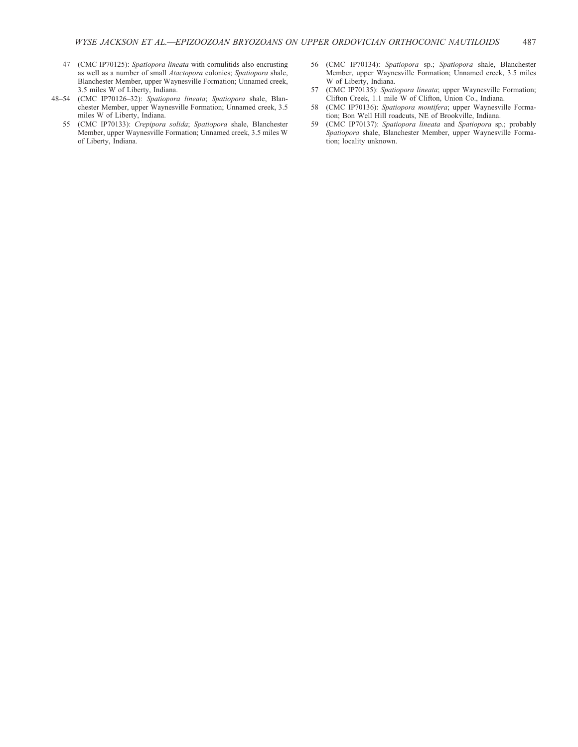47 (CMC IP70125): *Spatiopora lineata* with cornulitids also encrusting as well as a number of small *Atactopora* colonies; *Spatiopora* shale, Blanchester Member, upper Waynesville Formation; Unnamed creek, 3.5 miles W of Liberty, Indiana.

48–54 (CMC IP70126–32): *Spatiopora lineata*; *Spatiopora* shale, Blanchester Member, upper Waynesville Formation; Unnamed creek, 3.5 miles W of Liberty, Indiana.

55 (CMC IP70133): *Crepipora solida*; *Spatiopora* shale, Blanchester Member, upper Waynesville Formation; Unnamed creek, 3.5 miles W of Liberty, Indiana.

56 (CMC IP70134): *Spatiopora* sp.; *Spatiopora* shale, Blanchester Member, upper Waynesville Formation; Unnamed creek, 3.5 miles W of Liberty, Indiana.

57 (CMC IP70135): *Spatiopora lineata*; upper Waynesville Formation; Clifton Creek, 1.1 mile W of Clifton, Union Co., Indiana.

58 (CMC IP70136): *Spatiopora montifera*; upper Waynesville Formation; Bon Well Hill roadcuts, NE of Brookville, Indiana.

59 (CMC IP70137): *Spatiopora lineata* and *Spatiopora* sp.; probably *Spatiopora* shale, Blanchester Member, upper Waynesville Formation; locality unknown.